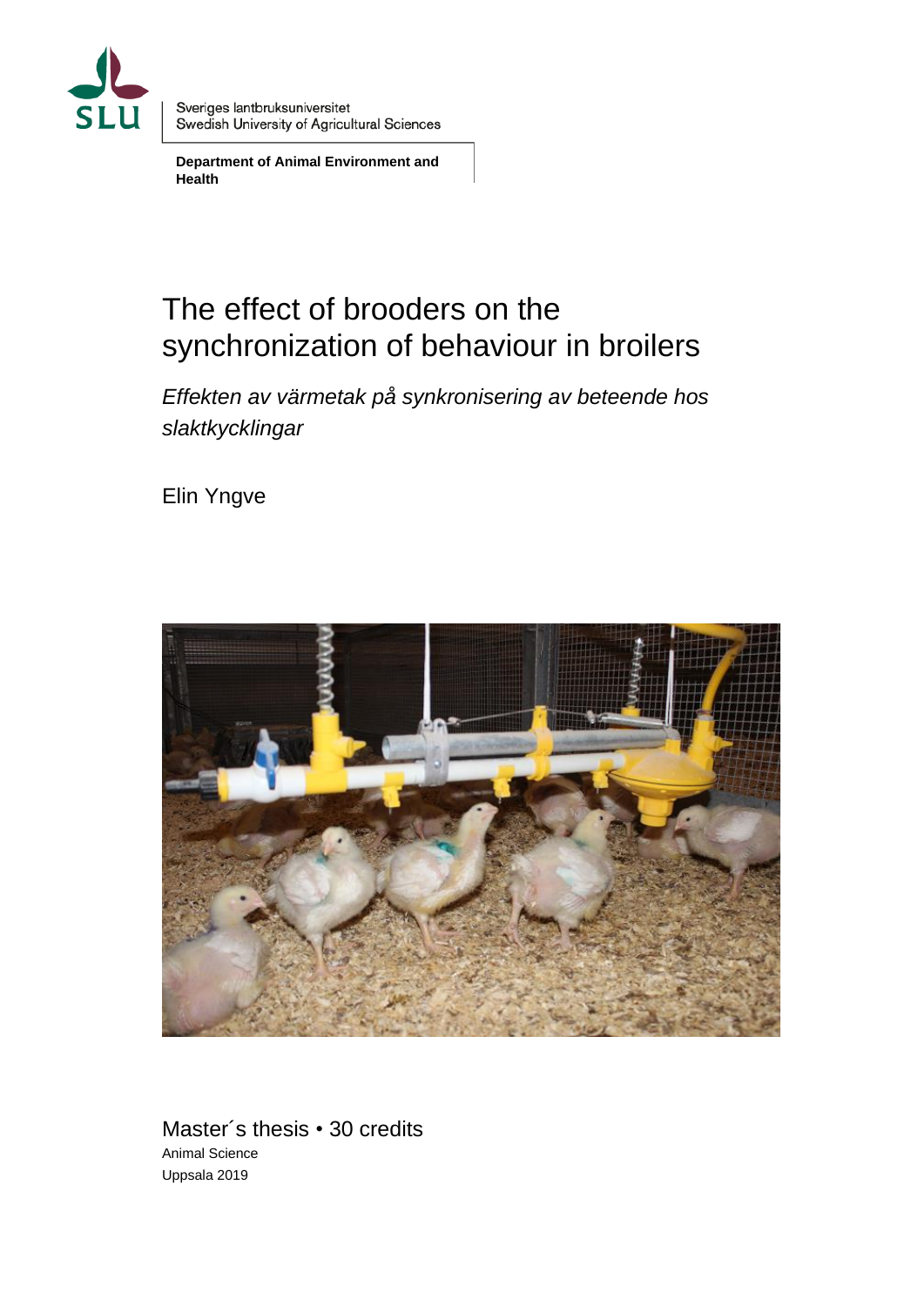Sveriges lantbruksuniversitet
Swedish University of Agricultural Sciences

**Department of Animal Environment and Health**

# The effect of brooders on the synchronization of behaviour in broilers

*Effekten av värmetak på synkronisering av beteende hos slaktkycklingar*

Elin Yngve

Master´s thesis • 30 credits
Animal Science
Uppsala 2019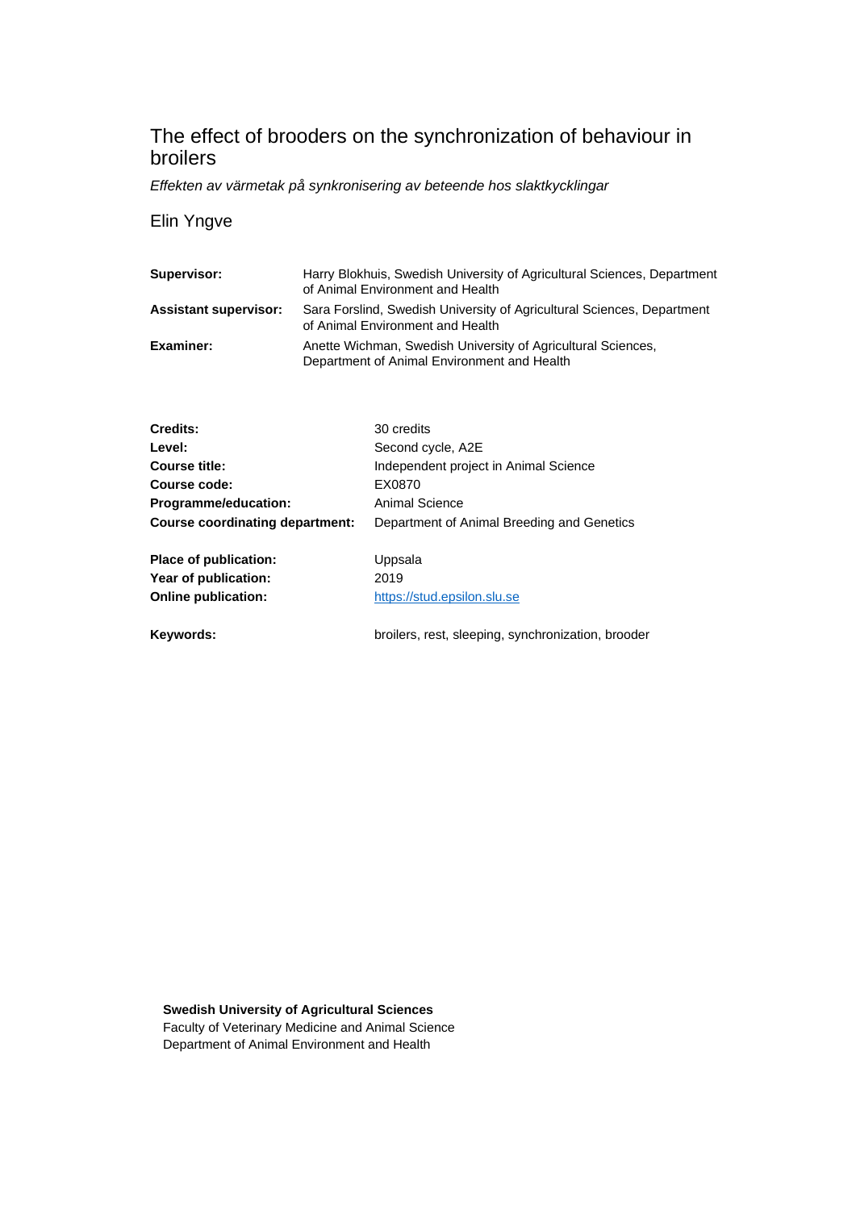# The effect of brooders on the synchronization of behaviour in broilers

*Effekten av värmetak på synkronisering av beteende hos slaktkycklingar*

Elin Yngve

| | |
|---|---|
| **Supervisor:** | Harry Blokhuis, Swedish University of Agricultural Sciences, Department of Animal Environment and Health |
| **Assistant supervisor:** | Sara Forslind, Swedish University of Agricultural Sciences, Department of Animal Environment and Health |
| **Examiner:** | Anette Wichman, Swedish University of Agricultural Sciences, Department of Animal Environment and Health |

| | |
|---|---|
| **Credits:** | 30 credits |
| **Level:** | Second cycle, A2E |
| **Course title:** | Independent project in Animal Science |
| **Course code:** | EX0870 |
| **Programme/education:** | Animal Science |
| **Course coordinating department:** | Department of Animal Breeding and Genetics |
| **Place of publication:** | Uppsala |
| **Year of publication:** | 2019 |
| **Online publication:** | https://stud.epsilon.slu.se |
| **Keywords:** | broilers, rest, sleeping, synchronization, brooder |

**Swedish University of Agricultural Sciences**
Faculty of Veterinary Medicine and Animal Science
Department of Animal Environment and Health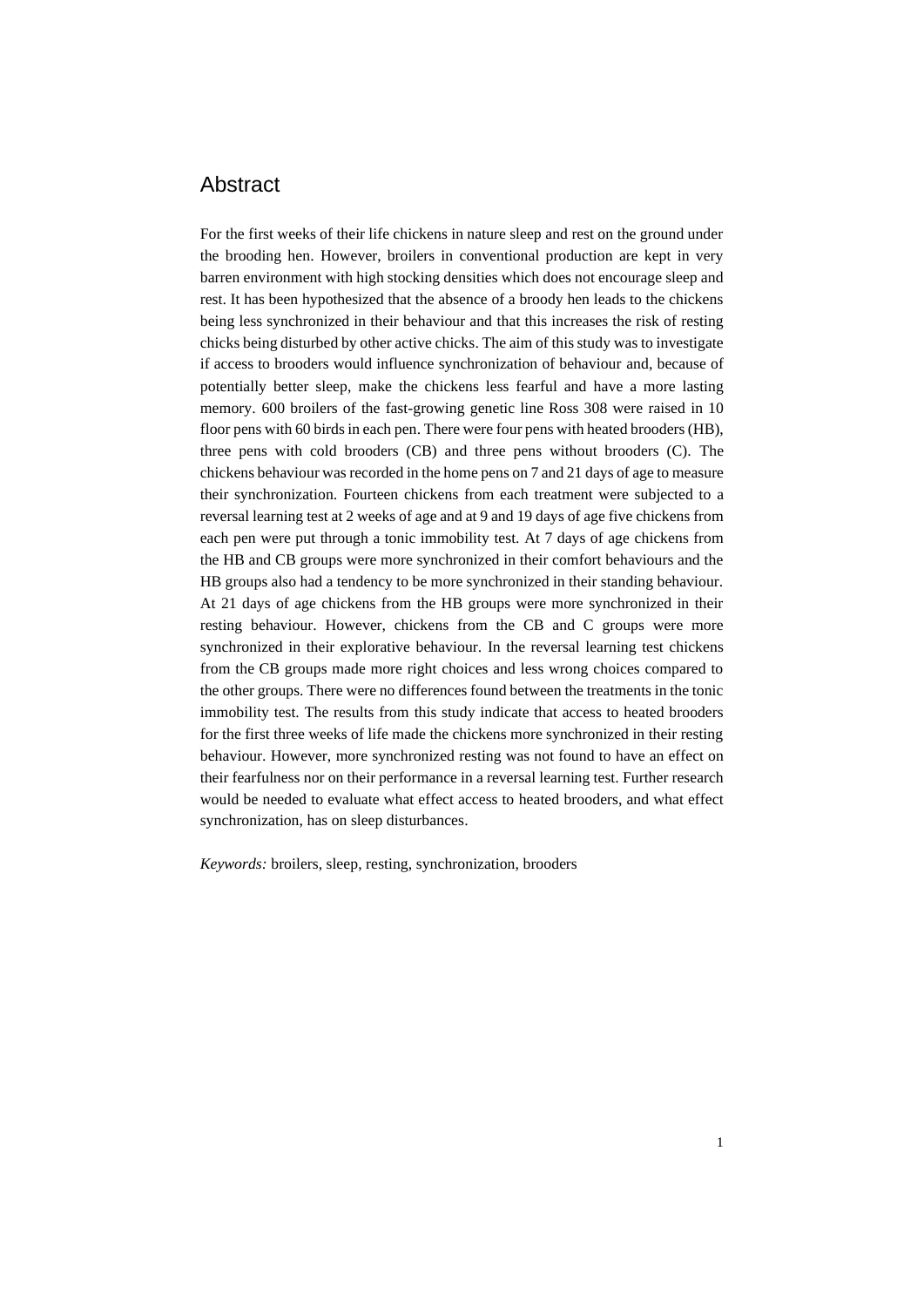# Abstract

For the first weeks of their life chickens in nature sleep and rest on the ground under the brooding hen. However, broilers in conventional production are kept in very barren environment with high stocking densities which does not encourage sleep and rest. It has been hypothesized that the absence of a broody hen leads to the chickens being less synchronized in their behaviour and that this increases the risk of resting chicks being disturbed by other active chicks. The aim of this study was to investigate if access to brooders would influence synchronization of behaviour and, because of potentially better sleep, make the chickens less fearful and have a more lasting memory. 600 broilers of the fast-growing genetic line Ross 308 were raised in 10 floor pens with 60 birds in each pen. There were four pens with heated brooders (HB), three pens with cold brooders (CB) and three pens without brooders (C). The chickens behaviour was recorded in the home pens on 7 and 21 days of age to measure their synchronization. Fourteen chickens from each treatment were subjected to a reversal learning test at 2 weeks of age and at 9 and 19 days of age five chickens from each pen were put through a tonic immobility test. At 7 days of age chickens from the HB and CB groups were more synchronized in their comfort behaviours and the HB groups also had a tendency to be more synchronized in their standing behaviour. At 21 days of age chickens from the HB groups were more synchronized in their resting behaviour. However, chickens from the CB and C groups were more synchronized in their explorative behaviour. In the reversal learning test chickens from the CB groups made more right choices and less wrong choices compared to the other groups. There were no differences found between the treatments in the tonic immobility test. The results from this study indicate that access to heated brooders for the first three weeks of life made the chickens more synchronized in their resting behaviour. However, more synchronized resting was not found to have an effect on their fearfulness nor on their performance in a reversal learning test. Further research would be needed to evaluate what effect access to heated brooders, and what effect synchronization, has on sleep disturbances.

*Keywords:* broilers, sleep, resting, synchronization, brooders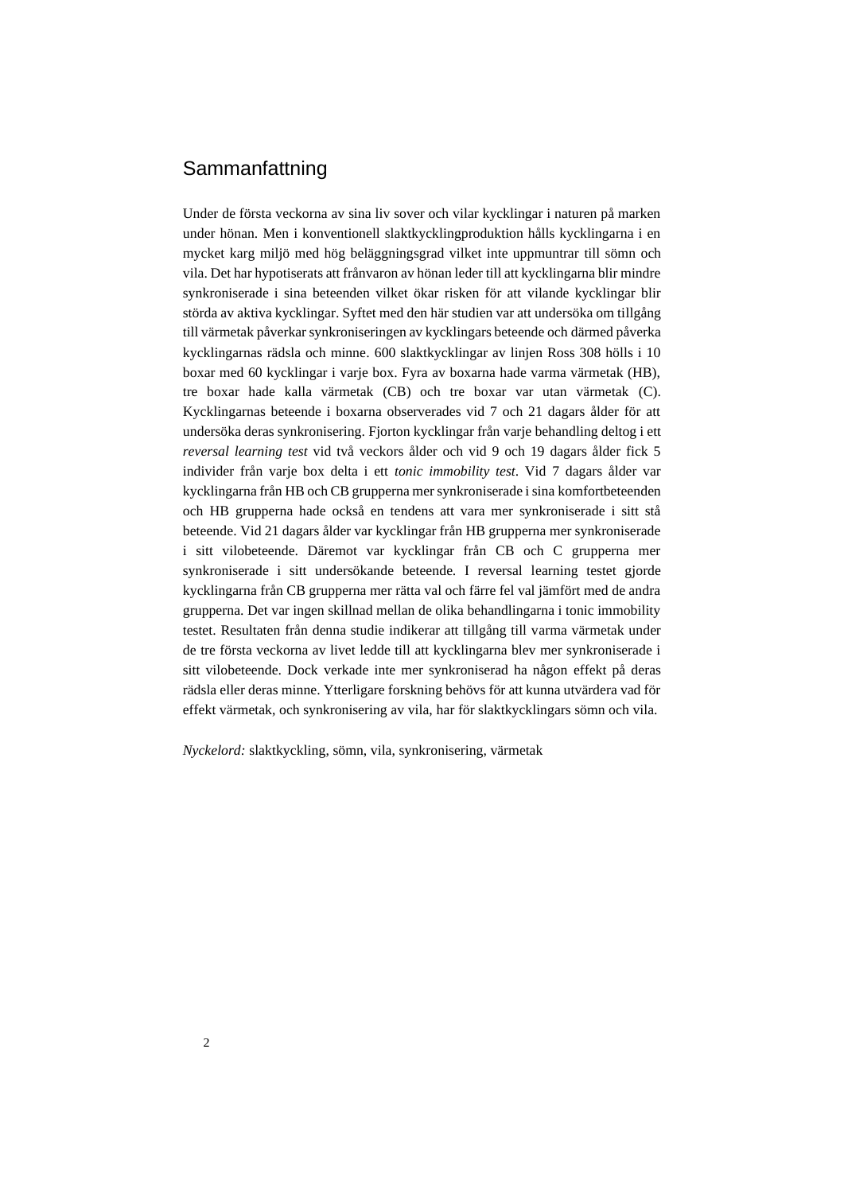# Sammanfattning

Under de första veckorna av sina liv sover och vilar kycklingar i naturen på marken under hönan. Men i konventionell slaktkycklingproduktion hålls kycklingarna i en mycket karg miljö med hög beläggningsgrad vilket inte uppmuntrar till sömn och vila. Det har hypotiserats att frånvaron av hönan leder till att kycklingarna blir mindre synkroniserade i sina beteenden vilket ökar risken för att vilande kycklingar blir störda av aktiva kycklingar. Syftet med den här studien var att undersöka om tillgång till värmetak påverkar synkroniseringen av kycklingars beteende och därmed påverka kycklingarnas rädsla och minne. 600 slaktkycklingar av linjen Ross 308 hölls i 10 boxar med 60 kycklingar i varje box. Fyra av boxarna hade varma värmetak (HB), tre boxar hade kalla värmetak (CB) och tre boxar var utan värmetak (C). Kycklingarnas beteende i boxarna observerades vid 7 och 21 dagars ålder för att undersöka deras synkronisering. Fjorton kycklingar från varje behandling deltog i ett *reversal learning test* vid två veckors ålder och vid 9 och 19 dagars ålder fick 5 individer från varje box delta i ett *tonic immobility test*. Vid 7 dagars ålder var kycklingarna från HB och CB grupperna mer synkroniserade i sina komfortbeteenden och HB grupperna hade också en tendens att vara mer synkroniserade i sitt stå beteende. Vid 21 dagars ålder var kycklingar från HB grupperna mer synkroniserade i sitt vilobeteende. Däremot var kycklingar från CB och C grupperna mer synkroniserade i sitt undersökande beteende. I reversal learning testet gjorde kycklingarna från CB grupperna mer rätta val och färre fel val jämfört med de andra grupperna. Det var ingen skillnad mellan de olika behandlingarna i tonic immobility testet. Resultaten från denna studie indikerar att tillgång till varma värmetak under de tre första veckorna av livet ledde till att kycklingarna blev mer synkroniserade i sitt vilobeteende. Dock verkade inte mer synkroniserad ha någon effekt på deras rädsla eller deras minne. Ytterligare forskning behövs för att kunna utvärdera vad för effekt värmetak, och synkronisering av vila, har för slaktkycklingars sömn och vila.

*Nyckelord:* slaktkyckling, sömn, vila, synkronisering, värmetak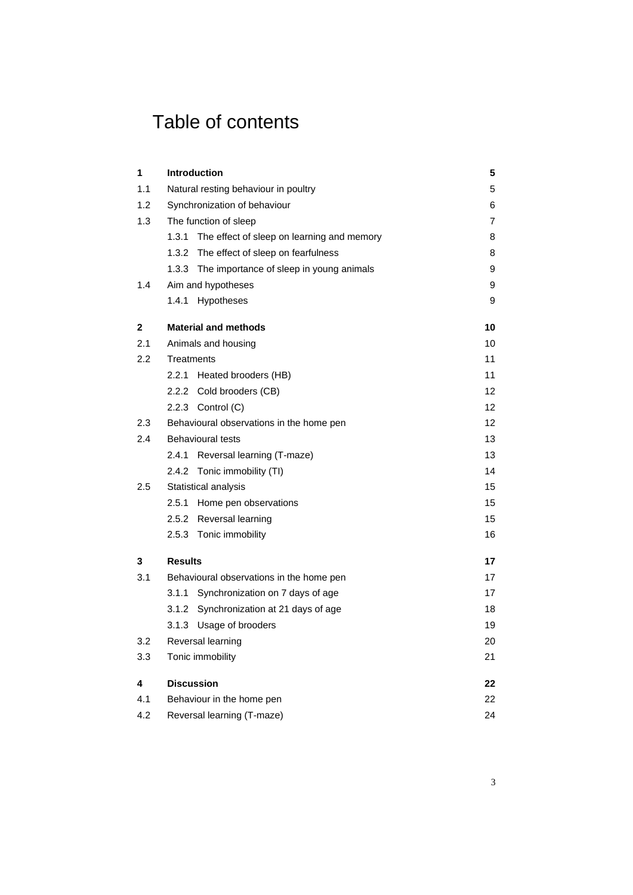# Table of contents

| | | |
|---|---|---|
| **1** | **Introduction** | **5** |
| 1.1 | Natural resting behaviour in poultry | 5 |
| 1.2 | Synchronization of behaviour | 6 |
| 1.3 | The function of sleep | 7 |
| | 1.3.1 The effect of sleep on learning and memory | 8 |
| | 1.3.2 The effect of sleep on fearfulness | 8 |
| | 1.3.3 The importance of sleep in young animals | 9 |
| 1.4 | Aim and hypotheses | 9 |
| | 1.4.1 Hypotheses | 9 |
| **2** | **Material and methods** | **10** |
| 2.1 | Animals and housing | 10 |
| 2.2 | Treatments | 11 |
| | 2.2.1 Heated brooders (HB) | 11 |
| | 2.2.2 Cold brooders (CB) | 12 |
| | 2.2.3 Control (C) | 12 |
| 2.3 | Behavioural observations in the home pen | 12 |
| 2.4 | Behavioural tests | 13 |
| | 2.4.1 Reversal learning (T-maze) | 13 |
| | 2.4.2 Tonic immobility (TI) | 14 |
| 2.5 | Statistical analysis | 15 |
| | 2.5.1 Home pen observations | 15 |
| | 2.5.2 Reversal learning | 15 |
| | 2.5.3 Tonic immobility | 16 |
| **3** | **Results** | **17** |
| 3.1 | Behavioural observations in the home pen | 17 |
| | 3.1.1 Synchronization on 7 days of age | 17 |
| | 3.1.2 Synchronization at 21 days of age | 18 |
| | 3.1.3 Usage of brooders | 19 |
| 3.2 | Reversal learning | 20 |
| 3.3 | Tonic immobility | 21 |
| **4** | **Discussion** | **22** |
| 4.1 | Behaviour in the home pen | 22 |
| 4.2 | Reversal learning (T-maze) | 24 |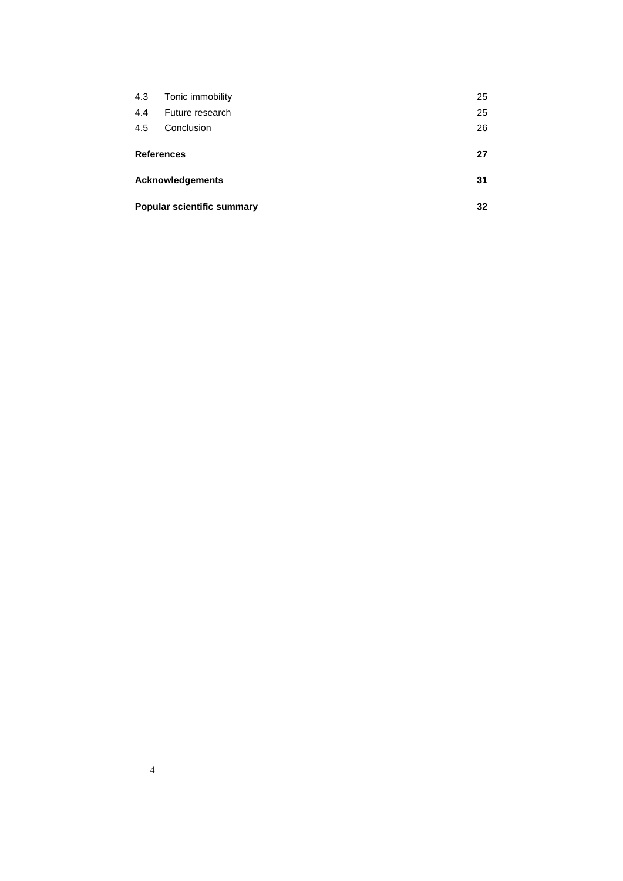| | | |
|---|---|---|
| 4.3 | Tonic immobility | 25 |
| 4.4 | Future research | 25 |
| 4.5 | Conclusion | 26 |
| **References** | | **27** |
| **Acknowledgements** | | **31** |
| **Popular scientific summary** | | **32** |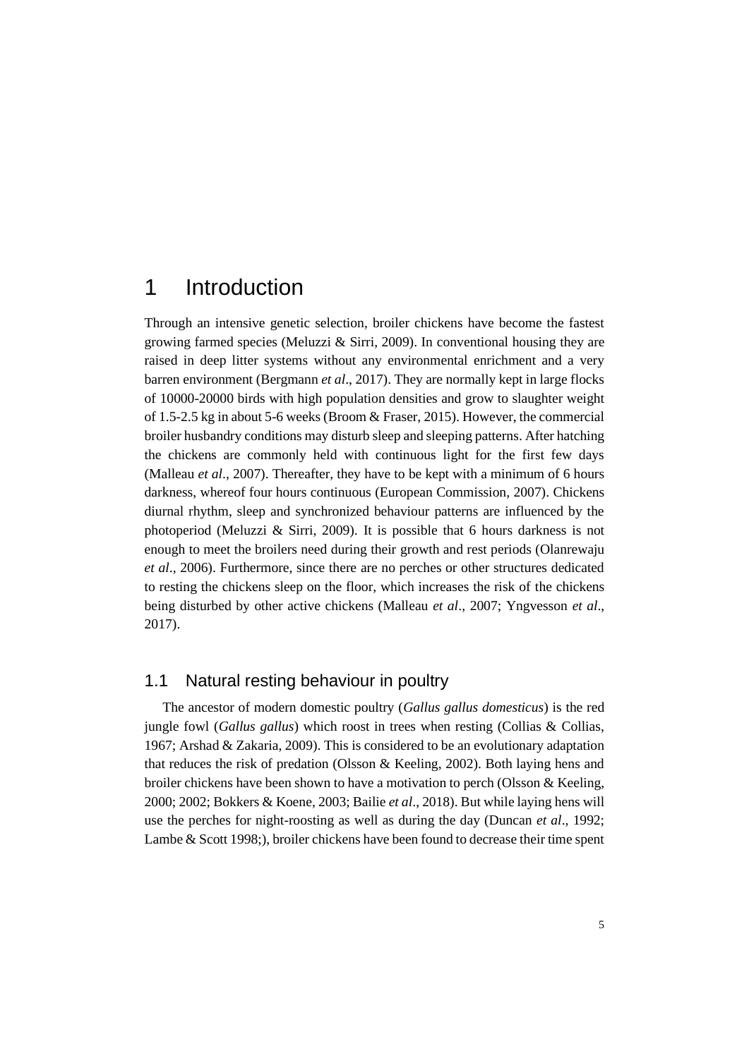# 1 Introduction

Through an intensive genetic selection, broiler chickens have become the fastest growing farmed species (Meluzzi & Sirri, 2009). In conventional housing they are raised in deep litter systems without any environmental enrichment and a very barren environment (Bergmann *et al*., 2017). They are normally kept in large flocks of 10000-20000 birds with high population densities and grow to slaughter weight of 1.5-2.5 kg in about 5-6 weeks (Broom & Fraser, 2015). However, the commercial broiler husbandry conditions may disturb sleep and sleeping patterns. After hatching the chickens are commonly held with continuous light for the first few days (Malleau *et al*., 2007). Thereafter, they have to be kept with a minimum of 6 hours darkness, whereof four hours continuous (European Commission, 2007). Chickens diurnal rhythm, sleep and synchronized behaviour patterns are influenced by the photoperiod (Meluzzi & Sirri, 2009). It is possible that 6 hours darkness is not enough to meet the broilers need during their growth and rest periods (Olanrewaju *et al*., 2006). Furthermore, since there are no perches or other structures dedicated to resting the chickens sleep on the floor, which increases the risk of the chickens being disturbed by other active chickens (Malleau *et al*., 2007; Yngvesson *et al*., 2017).

## 1.1 Natural resting behaviour in poultry

The ancestor of modern domestic poultry (*Gallus gallus domesticus*) is the red jungle fowl (*Gallus gallus*) which roost in trees when resting (Collias & Collias, 1967; Arshad & Zakaria, 2009). This is considered to be an evolutionary adaptation that reduces the risk of predation (Olsson & Keeling, 2002). Both laying hens and broiler chickens have been shown to have a motivation to perch (Olsson & Keeling, 2000; 2002; Bokkers & Koene, 2003; Bailie *et al*., 2018). But while laying hens will use the perches for night-roosting as well as during the day (Duncan *et al*., 1992; Lambe & Scott 1998;), broiler chickens have been found to decrease their time spent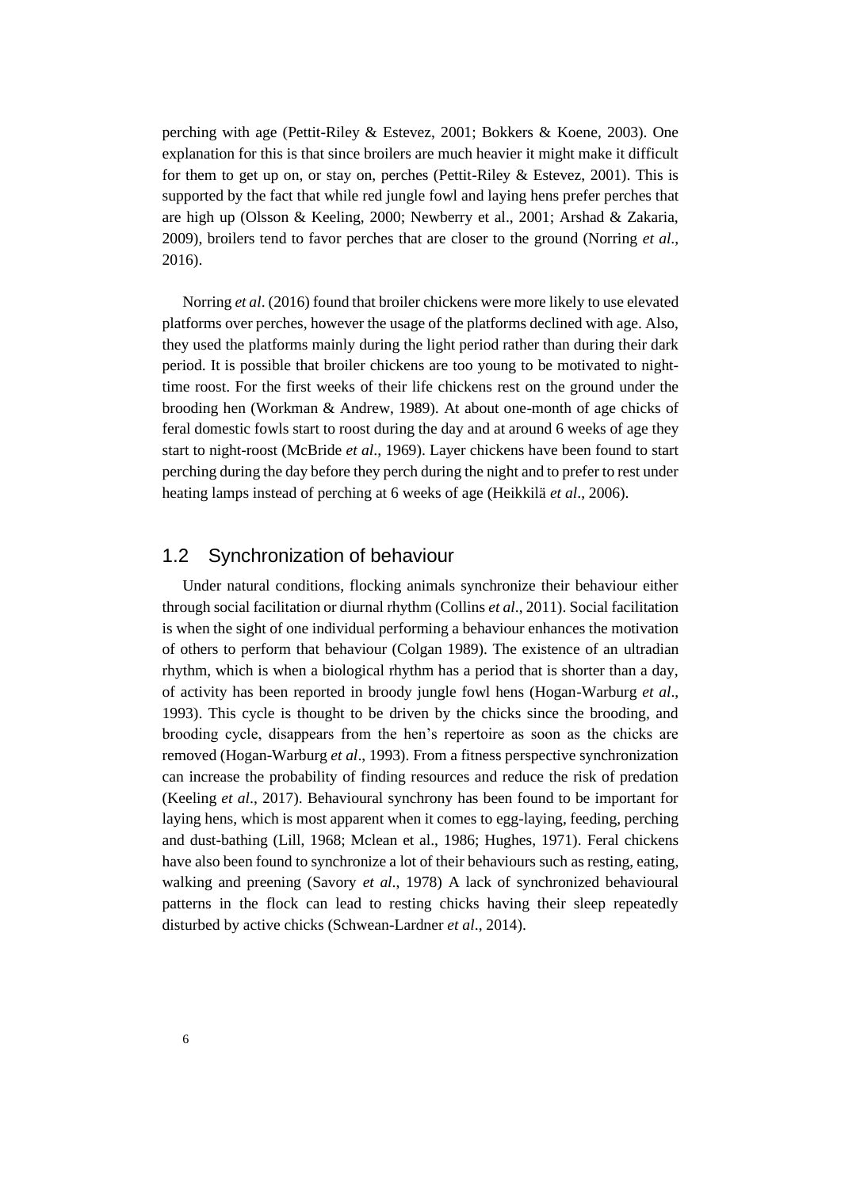perching with age (Pettit-Riley & Estevez, 2001; Bokkers & Koene, 2003). One explanation for this is that since broilers are much heavier it might make it difficult for them to get up on, or stay on, perches (Pettit-Riley & Estevez, 2001). This is supported by the fact that while red jungle fowl and laying hens prefer perches that are high up (Olsson & Keeling, 2000; Newberry et al., 2001; Arshad & Zakaria, 2009), broilers tend to favor perches that are closer to the ground (Norring *et al*., 2016).

Norring *et al*. (2016) found that broiler chickens were more likely to use elevated platforms over perches, however the usage of the platforms declined with age. Also, they used the platforms mainly during the light period rather than during their dark period. It is possible that broiler chickens are too young to be motivated to night-time roost. For the first weeks of their life chickens rest on the ground under the brooding hen (Workman & Andrew, 1989). At about one-month of age chicks of feral domestic fowls start to roost during the day and at around 6 weeks of age they start to night-roost (McBride *et al*., 1969). Layer chickens have been found to start perching during the day before they perch during the night and to prefer to rest under heating lamps instead of perching at 6 weeks of age (Heikkilä *et al*., 2006).

## 1.2 Synchronization of behaviour

Under natural conditions, flocking animals synchronize their behaviour either through social facilitation or diurnal rhythm (Collins *et al*., 2011). Social facilitation is when the sight of one individual performing a behaviour enhances the motivation of others to perform that behaviour (Colgan 1989). The existence of an ultradian rhythm, which is when a biological rhythm has a period that is shorter than a day, of activity has been reported in broody jungle fowl hens (Hogan-Warburg *et al*., 1993). This cycle is thought to be driven by the chicks since the brooding, and brooding cycle, disappears from the hen's repertoire as soon as the chicks are removed (Hogan-Warburg *et al*., 1993). From a fitness perspective synchronization can increase the probability of finding resources and reduce the risk of predation (Keeling *et al*., 2017). Behavioural synchrony has been found to be important for laying hens, which is most apparent when it comes to egg-laying, feeding, perching and dust-bathing (Lill, 1968; Mclean et al., 1986; Hughes, 1971). Feral chickens have also been found to synchronize a lot of their behaviours such as resting, eating, walking and preening (Savory *et al*., 1978) A lack of synchronized behavioural patterns in the flock can lead to resting chicks having their sleep repeatedly disturbed by active chicks (Schwean-Lardner *et al*., 2014).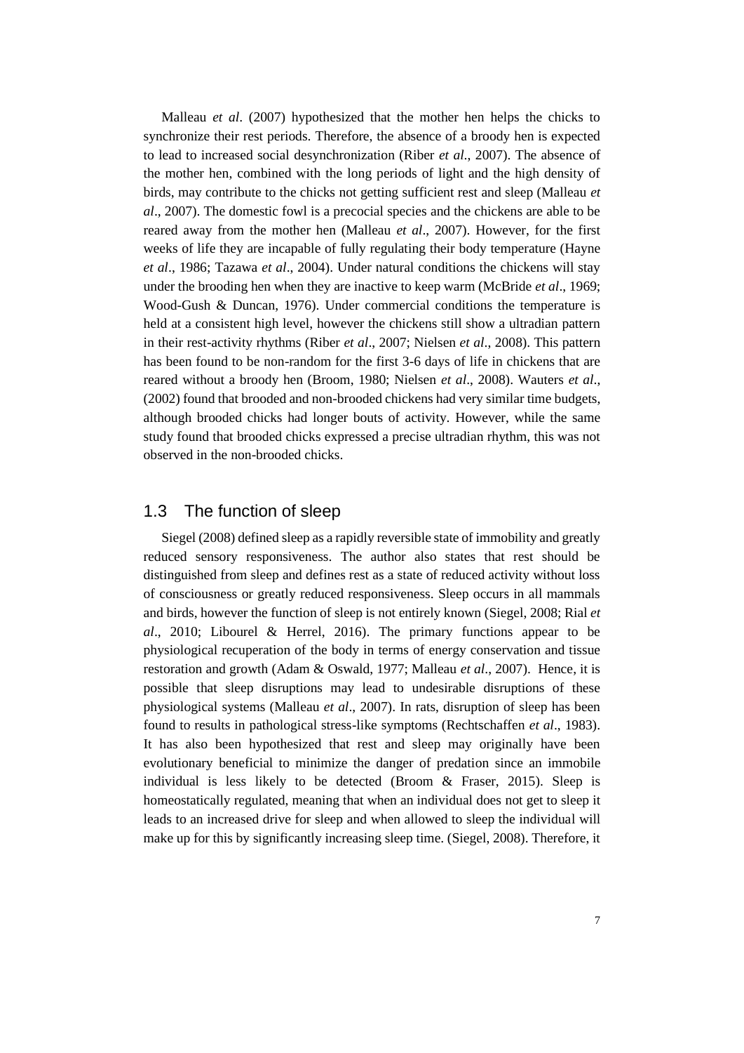Malleau *et al*. (2007) hypothesized that the mother hen helps the chicks to synchronize their rest periods. Therefore, the absence of a broody hen is expected to lead to increased social desynchronization (Riber *et al*., 2007). The absence of the mother hen, combined with the long periods of light and the high density of birds, may contribute to the chicks not getting sufficient rest and sleep (Malleau *et al*., 2007). The domestic fowl is a precocial species and the chickens are able to be reared away from the mother hen (Malleau *et al*., 2007). However, for the first weeks of life they are incapable of fully regulating their body temperature (Hayne *et al*., 1986; Tazawa *et al*., 2004). Under natural conditions the chickens will stay under the brooding hen when they are inactive to keep warm (McBride *et al*., 1969; Wood-Gush & Duncan, 1976). Under commercial conditions the temperature is held at a consistent high level, however the chickens still show a ultradian pattern in their rest-activity rhythms (Riber *et al*., 2007; Nielsen *et al*., 2008). This pattern has been found to be non-random for the first 3-6 days of life in chickens that are reared without a broody hen (Broom, 1980; Nielsen *et al*., 2008). Wauters *et al*., (2002) found that brooded and non-brooded chickens had very similar time budgets, although brooded chicks had longer bouts of activity. However, while the same study found that brooded chicks expressed a precise ultradian rhythm, this was not observed in the non-brooded chicks.

## 1.3 The function of sleep

Siegel (2008) defined sleep as a rapidly reversible state of immobility and greatly reduced sensory responsiveness. The author also states that rest should be distinguished from sleep and defines rest as a state of reduced activity without loss of consciousness or greatly reduced responsiveness. Sleep occurs in all mammals and birds, however the function of sleep is not entirely known (Siegel, 2008; Rial *et al*., 2010; Libourel & Herrel, 2016). The primary functions appear to be physiological recuperation of the body in terms of energy conservation and tissue restoration and growth (Adam & Oswald, 1977; Malleau *et al*., 2007). Hence, it is possible that sleep disruptions may lead to undesirable disruptions of these physiological systems (Malleau *et al*., 2007). In rats, disruption of sleep has been found to results in pathological stress-like symptoms (Rechtschaffen *et al*., 1983). It has also been hypothesized that rest and sleep may originally have been evolutionary beneficial to minimize the danger of predation since an immobile individual is less likely to be detected (Broom & Fraser, 2015). Sleep is homeostatically regulated, meaning that when an individual does not get to sleep it leads to an increased drive for sleep and when allowed to sleep the individual will make up for this by significantly increasing sleep time. (Siegel, 2008). Therefore, it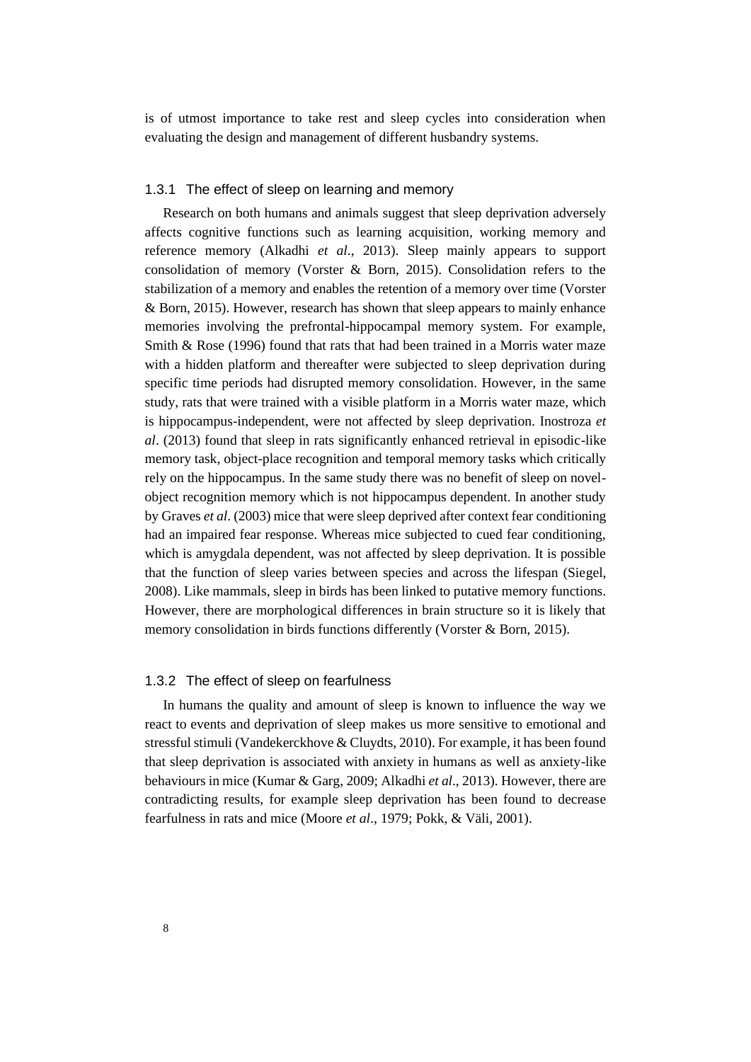is of utmost importance to take rest and sleep cycles into consideration when evaluating the design and management of different husbandry systems.

### 1.3.1 The effect of sleep on learning and memory

Research on both humans and animals suggest that sleep deprivation adversely affects cognitive functions such as learning acquisition, working memory and reference memory (Alkadhi *et al*., 2013). Sleep mainly appears to support consolidation of memory (Vorster & Born, 2015). Consolidation refers to the stabilization of a memory and enables the retention of a memory over time (Vorster & Born, 2015). However, research has shown that sleep appears to mainly enhance memories involving the prefrontal-hippocampal memory system. For example, Smith & Rose (1996) found that rats that had been trained in a Morris water maze with a hidden platform and thereafter were subjected to sleep deprivation during specific time periods had disrupted memory consolidation. However, in the same study, rats that were trained with a visible platform in a Morris water maze, which is hippocampus-independent, were not affected by sleep deprivation. Inostroza *et al*. (2013) found that sleep in rats significantly enhanced retrieval in episodic-like memory task, object-place recognition and temporal memory tasks which critically rely on the hippocampus. In the same study there was no benefit of sleep on novel-object recognition memory which is not hippocampus dependent. In another study by Graves *et al*. (2003) mice that were sleep deprived after context fear conditioning had an impaired fear response. Whereas mice subjected to cued fear conditioning, which is amygdala dependent, was not affected by sleep deprivation. It is possible that the function of sleep varies between species and across the lifespan (Siegel, 2008). Like mammals, sleep in birds has been linked to putative memory functions. However, there are morphological differences in brain structure so it is likely that memory consolidation in birds functions differently (Vorster & Born, 2015).

### 1.3.2 The effect of sleep on fearfulness

In humans the quality and amount of sleep is known to influence the way we react to events and deprivation of sleep makes us more sensitive to emotional and stressful stimuli (Vandekerckhove & Cluydts, 2010). For example, it has been found that sleep deprivation is associated with anxiety in humans as well as anxiety-like behaviours in mice (Kumar & Garg, 2009; Alkadhi *et al*., 2013). However, there are contradicting results, for example sleep deprivation has been found to decrease fearfulness in rats and mice (Moore *et al*., 1979; Pokk, & Väli, 2001).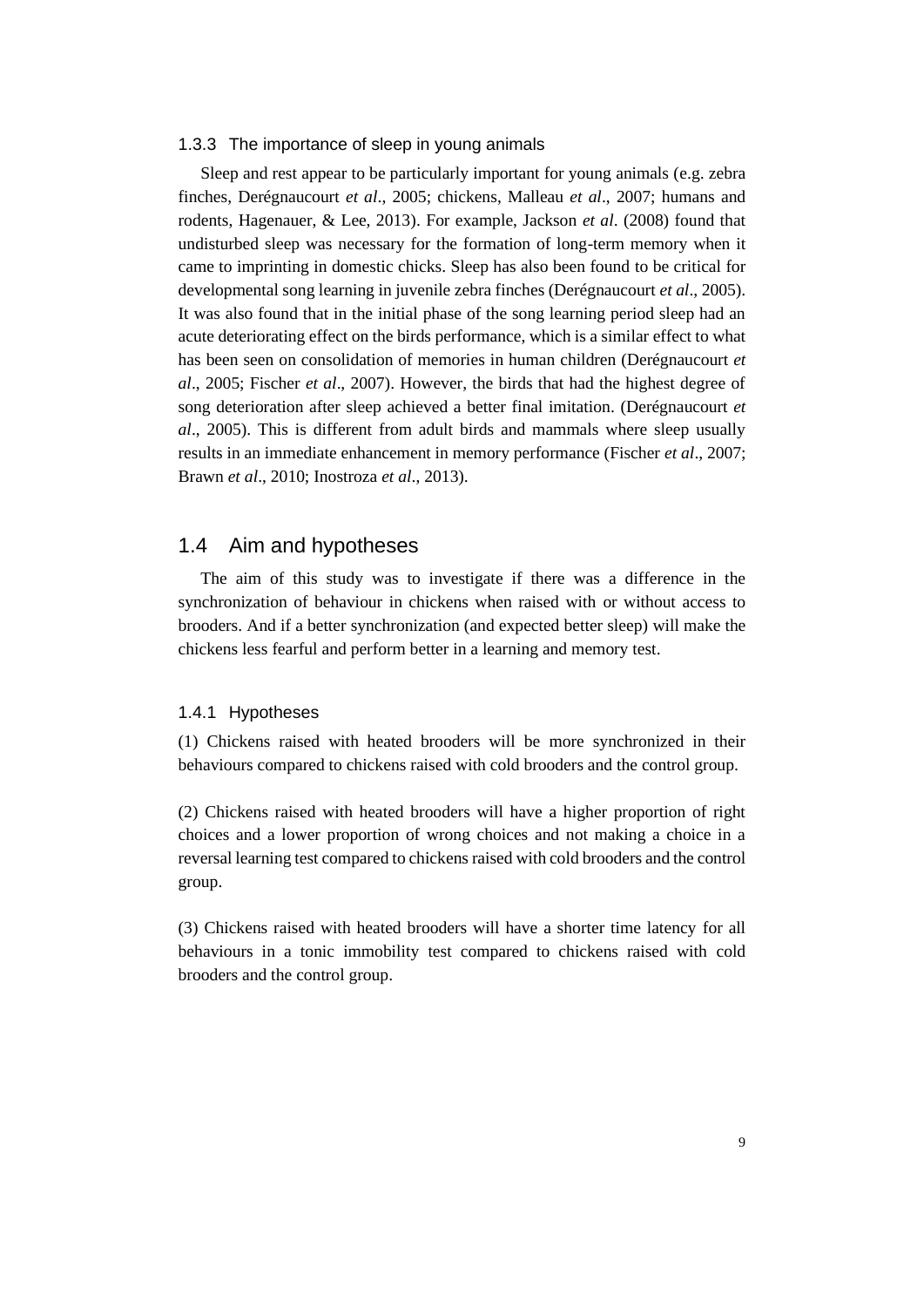### 1.3.3 The importance of sleep in young animals

Sleep and rest appear to be particularly important for young animals (e.g. zebra finches, Derégnaucourt *et al*., 2005; chickens, Malleau *et al*., 2007; humans and rodents, Hagenauer, & Lee, 2013). For example, Jackson *et al*. (2008) found that undisturbed sleep was necessary for the formation of long-term memory when it came to imprinting in domestic chicks. Sleep has also been found to be critical for developmental song learning in juvenile zebra finches (Derégnaucourt *et al*., 2005). It was also found that in the initial phase of the song learning period sleep had an acute deteriorating effect on the birds performance, which is a similar effect to what has been seen on consolidation of memories in human children (Derégnaucourt *et al*., 2005; Fischer *et al*., 2007). However, the birds that had the highest degree of song deterioration after sleep achieved a better final imitation. (Derégnaucourt *et al*., 2005). This is different from adult birds and mammals where sleep usually results in an immediate enhancement in memory performance (Fischer *et al*., 2007; Brawn *et al*., 2010; Inostroza *et al*., 2013).

## 1.4 Aim and hypotheses

The aim of this study was to investigate if there was a difference in the synchronization of behaviour in chickens when raised with or without access to brooders. And if a better synchronization (and expected better sleep) will make the chickens less fearful and perform better in a learning and memory test.

### 1.4.1 Hypotheses

(1) Chickens raised with heated brooders will be more synchronized in their behaviours compared to chickens raised with cold brooders and the control group.

(2) Chickens raised with heated brooders will have a higher proportion of right choices and a lower proportion of wrong choices and not making a choice in a reversal learning test compared to chickens raised with cold brooders and the control group.

(3) Chickens raised with heated brooders will have a shorter time latency for all behaviours in a tonic immobility test compared to chickens raised with cold brooders and the control group.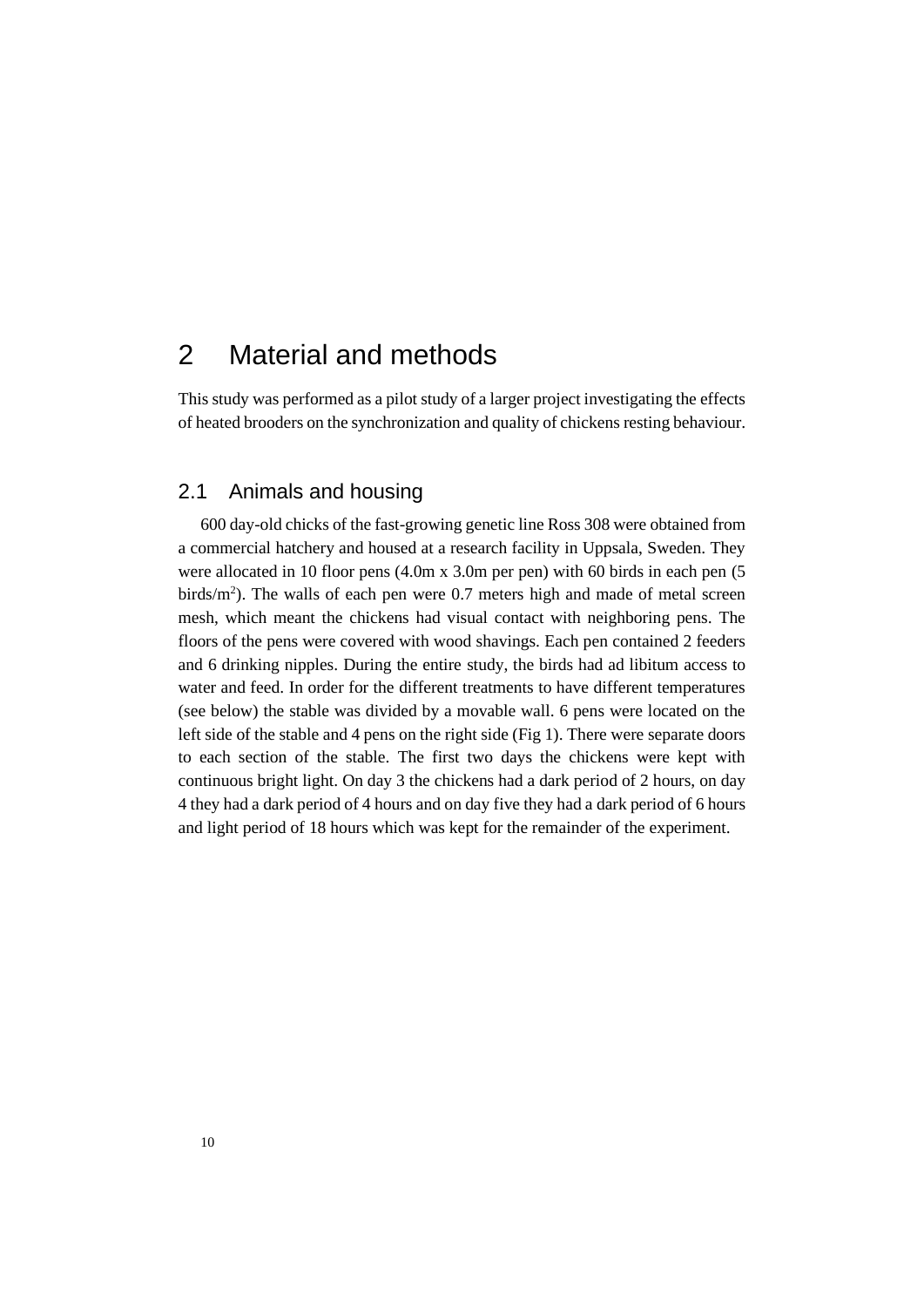# 2 Material and methods

This study was performed as a pilot study of a larger project investigating the effects of heated brooders on the synchronization and quality of chickens resting behaviour.

## 2.1 Animals and housing

600 day-old chicks of the fast-growing genetic line Ross 308 were obtained from a commercial hatchery and housed at a research facility in Uppsala, Sweden. They were allocated in 10 floor pens (4.0m x 3.0m per pen) with 60 birds in each pen (5 birds/$m^2$). The walls of each pen were 0.7 meters high and made of metal screen mesh, which meant the chickens had visual contact with neighboring pens. The floors of the pens were covered with wood shavings. Each pen contained 2 feeders and 6 drinking nipples. During the entire study, the birds had ad libitum access to water and feed. In order for the different treatments to have different temperatures (see below) the stable was divided by a movable wall. 6 pens were located on the left side of the stable and 4 pens on the right side (Fig 1). There were separate doors to each section of the stable. The first two days the chickens were kept with continuous bright light. On day 3 the chickens had a dark period of 2 hours, on day 4 they had a dark period of 4 hours and on day five they had a dark period of 6 hours and light period of 18 hours which was kept for the remainder of the experiment.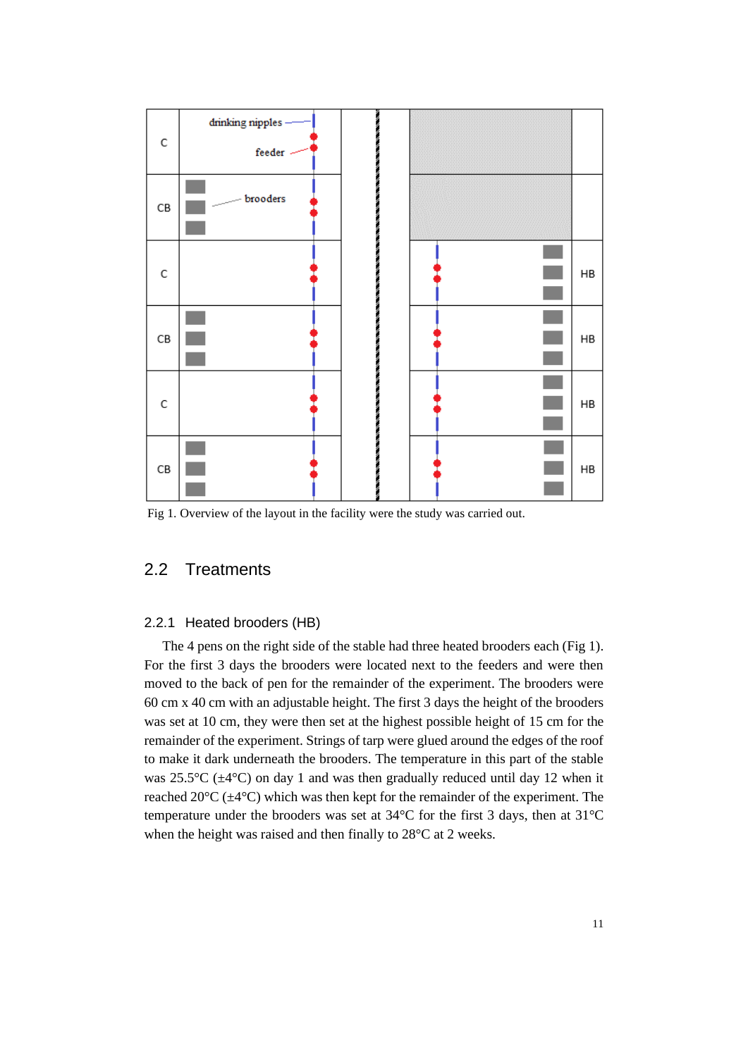Fig 1. Overview of the layout in the facility were the study was carried out.

## 2.2 Treatments

### 2.2.1 Heated brooders (HB)

The 4 pens on the right side of the stable had three heated brooders each (Fig 1). For the first 3 days the brooders were located next to the feeders and were then moved to the back of pen for the remainder of the experiment. The brooders were 60 cm x 40 cm with an adjustable height. The first 3 days the height of the brooders was set at 10 cm, they were then set at the highest possible height of 15 cm for the remainder of the experiment. Strings of tarp were glued around the edges of the roof to make it dark underneath the brooders. The temperature in this part of the stable was 25.5°C (±4°C) on day 1 and was then gradually reduced until day 12 when it reached 20°C (±4°C) which was then kept for the remainder of the experiment. The temperature under the brooders was set at 34°C for the first 3 days, then at 31°C when the height was raised and then finally to 28°C at 2 weeks.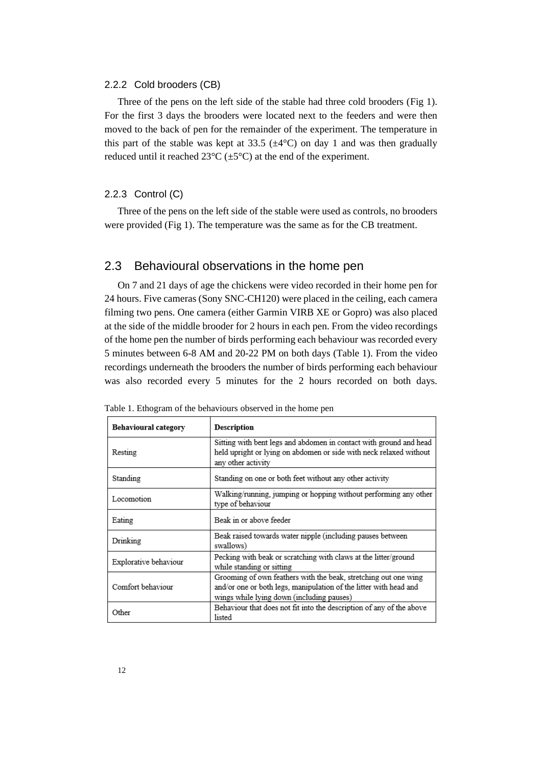### 2.2.2 Cold brooders (CB)

Three of the pens on the left side of the stable had three cold brooders (Fig 1). For the first 3 days the brooders were located next to the feeders and were then moved to the back of pen for the remainder of the experiment. The temperature in this part of the stable was kept at 33.5 (±4°C) on day 1 and was then gradually reduced until it reached 23°C (±5°C) at the end of the experiment.

### 2.2.3 Control (C)

Three of the pens on the left side of the stable were used as controls, no brooders were provided (Fig 1). The temperature was the same as for the CB treatment.

## 2.3 Behavioural observations in the home pen

On 7 and 21 days of age the chickens were video recorded in their home pen for 24 hours. Five cameras (Sony SNC-CH120) were placed in the ceiling, each camera filming two pens. One camera (either Garmin VIRB XE or Gopro) was also placed at the side of the middle brooder for 2 hours in each pen. From the video recordings of the home pen the number of birds performing each behaviour was recorded every 5 minutes between 6-8 AM and 20-22 PM on both days (Table 1). From the video recordings underneath the brooders the number of birds performing each behaviour was also recorded every 5 minutes for the 2 hours recorded on both days.

Table 1. Ethogram of the behaviours observed in the home pen

| Behavioural category | Description |
|---|---|
| Resting | Sitting with bent legs and abdomen in contact with ground and head held upright or lying on abdomen or side with neck relaxed without any other activity |
| Standing | Standing on one or both feet without any other activity |
| Locomotion | Walking/running, jumping or hopping without performing any other type of behaviour |
| Eating | Beak in or above feeder |
| Drinking | Beak raised towards water nipple (including pauses between swallows) |
| Explorative behaviour | Pecking with beak or scratching with claws at the litter/ground while standing or sitting |
| Comfort behaviour | Grooming of own feathers with the beak, stretching out one wing and/or one or both legs, manipulation of the litter with head and wings while lying down (including pauses) |
| Other | Behaviour that does not fit into the description of any of the above listed |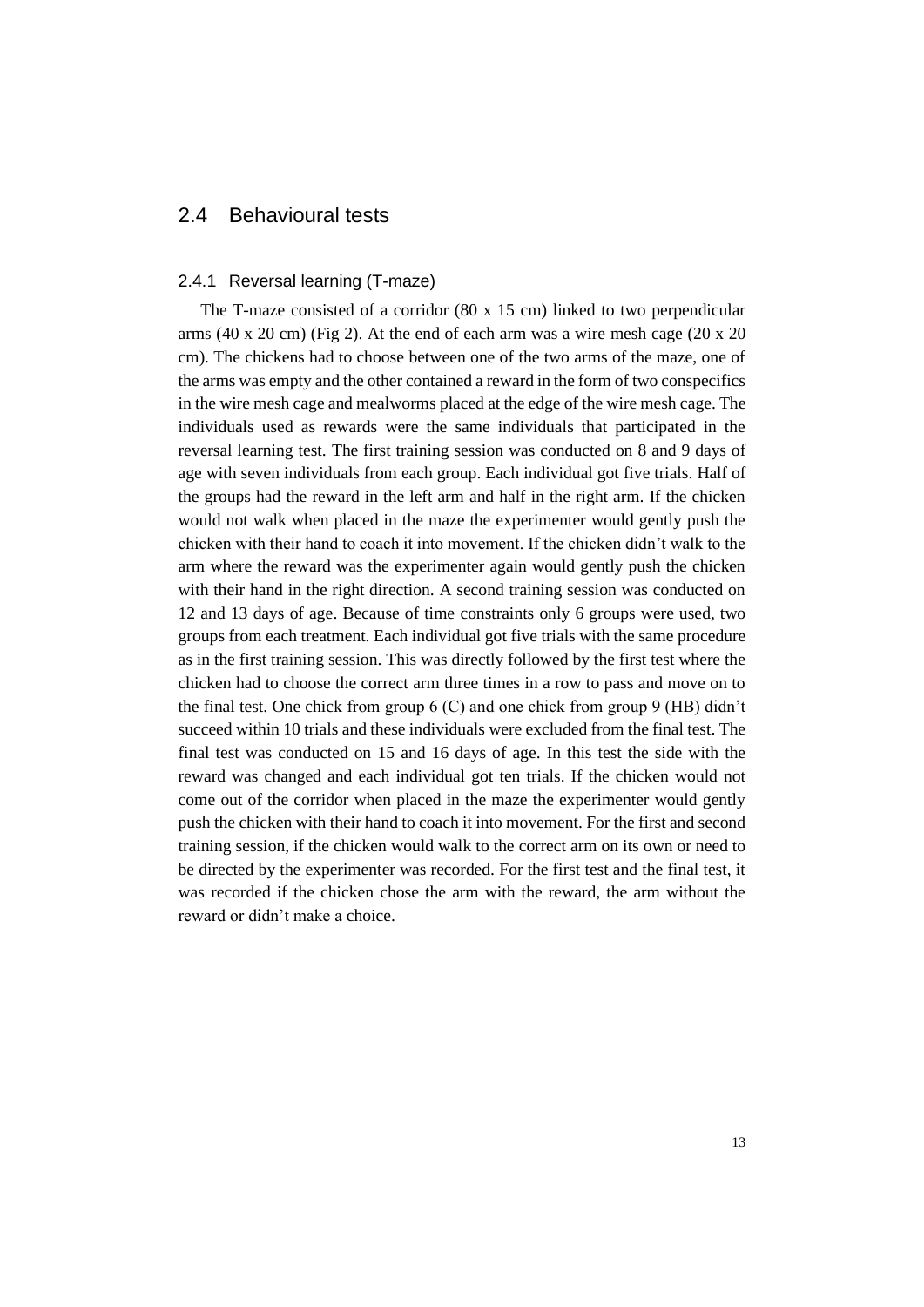## 2.4 Behavioural tests

### 2.4.1 Reversal learning (T-maze)

The T-maze consisted of a corridor (80 x 15 cm) linked to two perpendicular arms (40 x 20 cm) (Fig 2). At the end of each arm was a wire mesh cage (20 x 20 cm). The chickens had to choose between one of the two arms of the maze, one of the arms was empty and the other contained a reward in the form of two conspecifics in the wire mesh cage and mealworms placed at the edge of the wire mesh cage. The individuals used as rewards were the same individuals that participated in the reversal learning test. The first training session was conducted on 8 and 9 days of age with seven individuals from each group. Each individual got five trials. Half of the groups had the reward in the left arm and half in the right arm. If the chicken would not walk when placed in the maze the experimenter would gently push the chicken with their hand to coach it into movement. If the chicken didn't walk to the arm where the reward was the experimenter again would gently push the chicken with their hand in the right direction. A second training session was conducted on 12 and 13 days of age. Because of time constraints only 6 groups were used, two groups from each treatment. Each individual got five trials with the same procedure as in the first training session. This was directly followed by the first test where the chicken had to choose the correct arm three times in a row to pass and move on to the final test. One chick from group 6 (C) and one chick from group 9 (HB) didn't succeed within 10 trials and these individuals were excluded from the final test. The final test was conducted on 15 and 16 days of age. In this test the side with the reward was changed and each individual got ten trials. If the chicken would not come out of the corridor when placed in the maze the experimenter would gently push the chicken with their hand to coach it into movement. For the first and second training session, if the chicken would walk to the correct arm on its own or need to be directed by the experimenter was recorded. For the first test and the final test, it was recorded if the chicken chose the arm with the reward, the arm without the reward or didn't make a choice.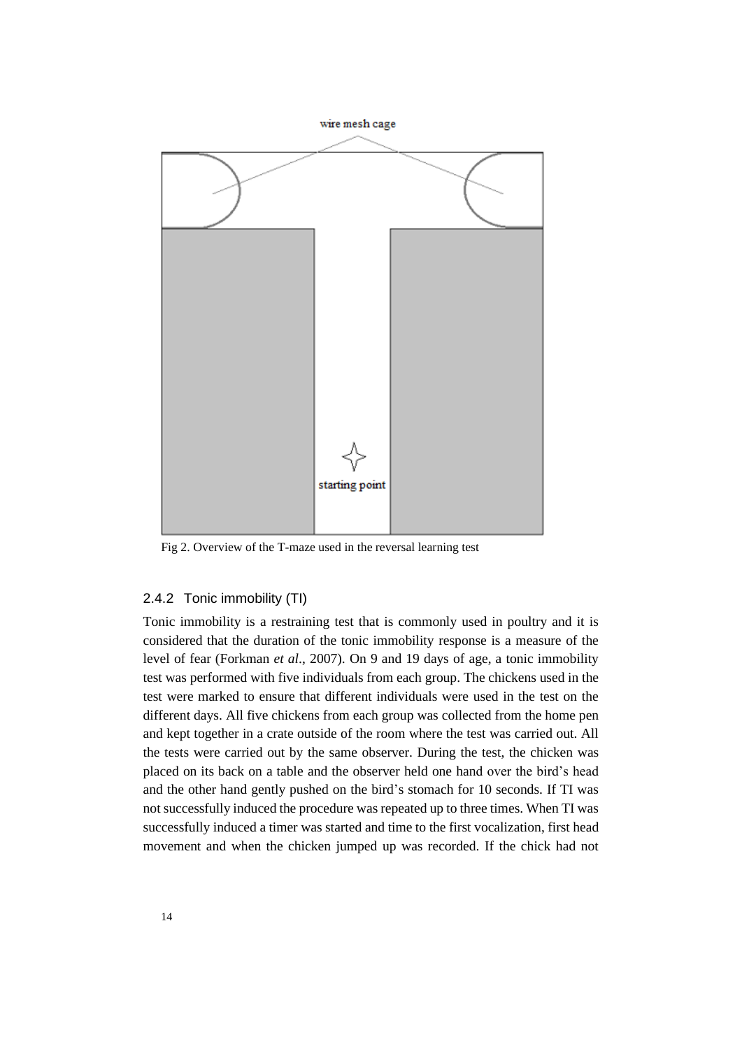Fig 2. Overview of the T-maze used in the reversal learning test

### 2.4.2 Tonic immobility (TI)

Tonic immobility is a restraining test that is commonly used in poultry and it is considered that the duration of the tonic immobility response is a measure of the level of fear (Forkman *et al*., 2007). On 9 and 19 days of age, a tonic immobility test was performed with five individuals from each group. The chickens used in the test were marked to ensure that different individuals were used in the test on the different days. All five chickens from each group was collected from the home pen and kept together in a crate outside of the room where the test was carried out. All the tests were carried out by the same observer. During the test, the chicken was placed on its back on a table and the observer held one hand over the bird's head and the other hand gently pushed on the bird's stomach for 10 seconds. If TI was not successfully induced the procedure was repeated up to three times. When TI was successfully induced a timer was started and time to the first vocalization, first head movement and when the chicken jumped up was recorded. If the chick had not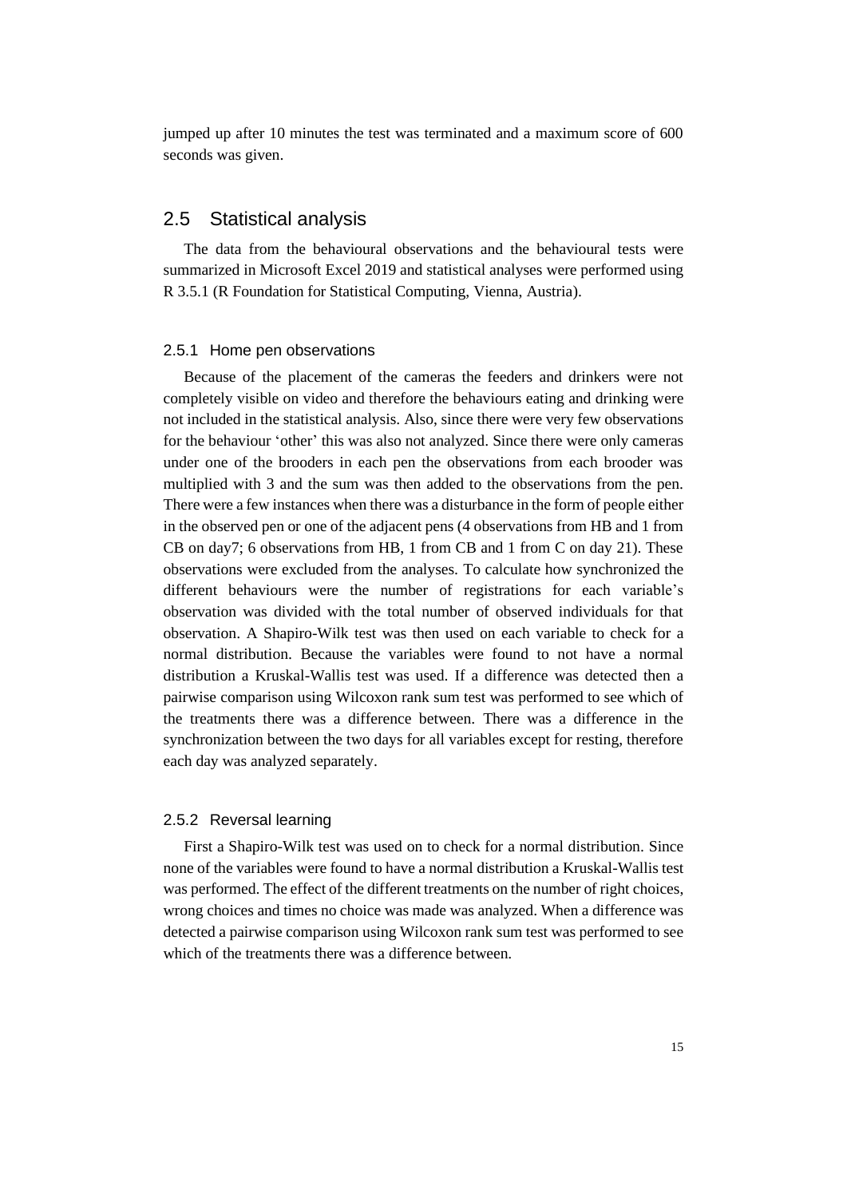jumped up after 10 minutes the test was terminated and a maximum score of 600 seconds was given.

## 2.5 Statistical analysis

The data from the behavioural observations and the behavioural tests were summarized in Microsoft Excel 2019 and statistical analyses were performed using R 3.5.1 (R Foundation for Statistical Computing, Vienna, Austria).

### 2.5.1 Home pen observations

Because of the placement of the cameras the feeders and drinkers were not completely visible on video and therefore the behaviours eating and drinking were not included in the statistical analysis. Also, since there were very few observations for the behaviour 'other' this was also not analyzed. Since there were only cameras under one of the brooders in each pen the observations from each brooder was multiplied with 3 and the sum was then added to the observations from the pen. There were a few instances when there was a disturbance in the form of people either in the observed pen or one of the adjacent pens (4 observations from HB and 1 from CB on day7; 6 observations from HB, 1 from CB and 1 from C on day 21). These observations were excluded from the analyses. To calculate how synchronized the different behaviours were the number of registrations for each variable's observation was divided with the total number of observed individuals for that observation. A Shapiro-Wilk test was then used on each variable to check for a normal distribution. Because the variables were found to not have a normal distribution a Kruskal-Wallis test was used. If a difference was detected then a pairwise comparison using Wilcoxon rank sum test was performed to see which of the treatments there was a difference between. There was a difference in the synchronization between the two days for all variables except for resting, therefore each day was analyzed separately.

### 2.5.2 Reversal learning

First a Shapiro-Wilk test was used on to check for a normal distribution. Since none of the variables were found to have a normal distribution a Kruskal-Wallis test was performed. The effect of the different treatments on the number of right choices, wrong choices and times no choice was made was analyzed. When a difference was detected a pairwise comparison using Wilcoxon rank sum test was performed to see which of the treatments there was a difference between.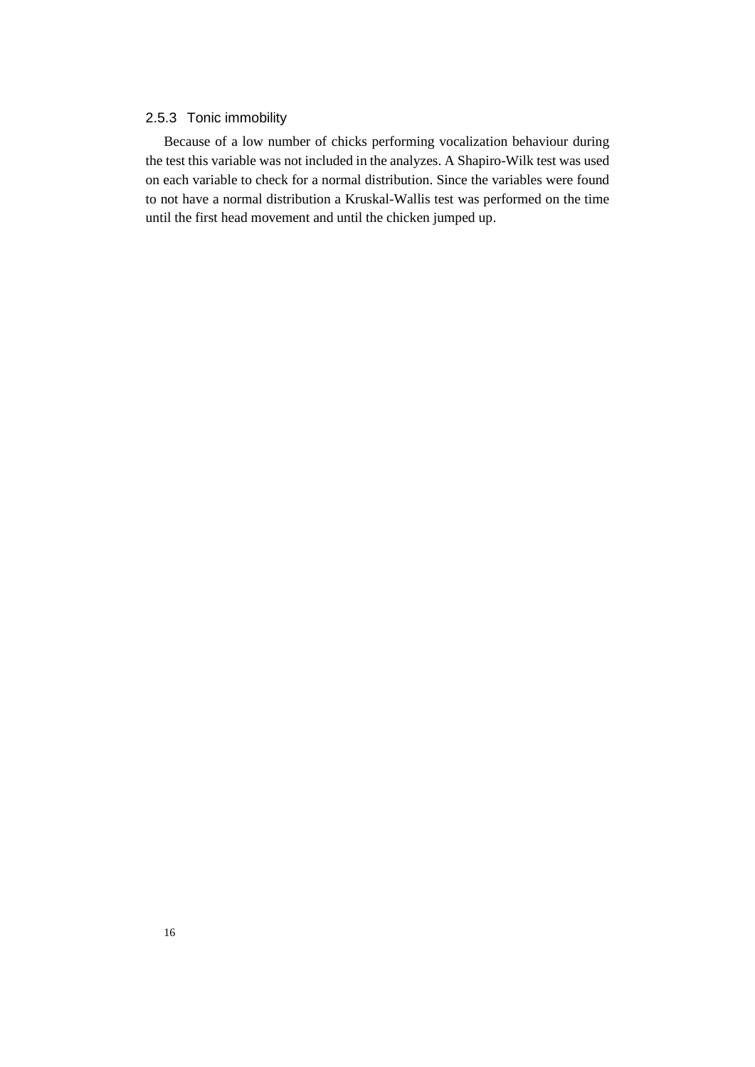### 2.5.3 Tonic immobility

Because of a low number of chicks performing vocalization behaviour during the test this variable was not included in the analyzes. A Shapiro-Wilk test was used on each variable to check for a normal distribution. Since the variables were found to not have a normal distribution a Kruskal-Wallis test was performed on the time until the first head movement and until the chicken jumped up.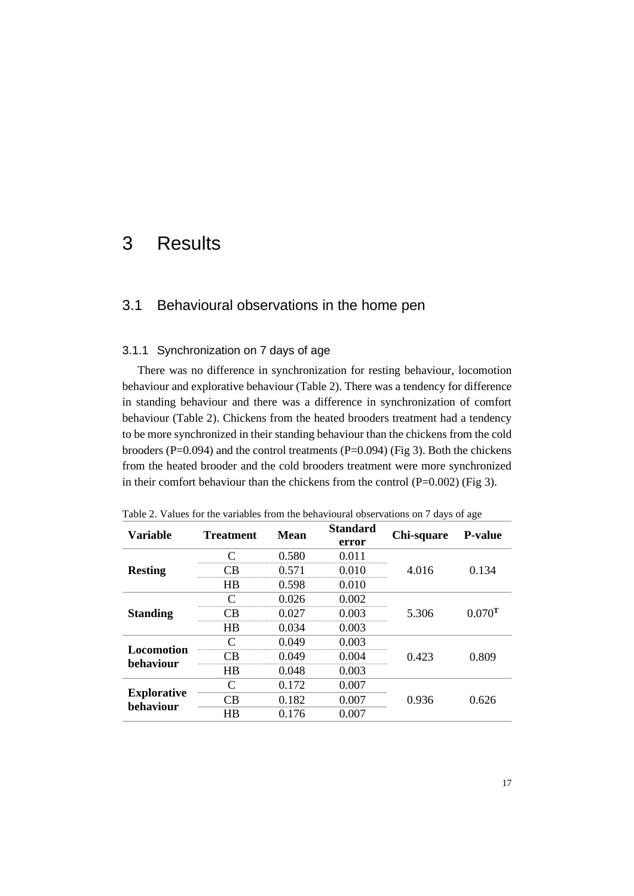# 3 Results

## 3.1 Behavioural observations in the home pen

### 3.1.1 Synchronization on 7 days of age

There was no difference in synchronization for resting behaviour, locomotion behaviour and explorative behaviour (Table 2). There was a tendency for difference in standing behaviour and there was a difference in synchronization of comfort behaviour (Table 2). Chickens from the heated brooders treatment had a tendency to be more synchronized in their standing behaviour than the chickens from the cold brooders (P=0.094) and the control treatments (P=0.094) (Fig 3). Both the chickens from the heated brooder and the cold brooders treatment were more synchronized in their comfort behaviour than the chickens from the control (P=0.002) (Fig 3).

Table 2. Values for the variables from the behavioural observations on 7 days of age

| Variable | Treatment | Mean | Standard error | Chi-square | P-value |
|---|---|---|---|---|---|
| **Resting** | C | 0.580 | 0.011 | 4.016 | 0.134 |
| | CB | 0.571 | 0.010 | | |
| | HB | 0.598 | 0.010 | | |
| **Standing** | C | 0.026 | 0.002 | 5.306 | 0.070[T] |
| | CB | 0.027 | 0.003 | | |
| | HB | 0.034 | 0.003 | | |
| **Locomotion behaviour** | C | 0.049 | 0.003 | 0.423 | 0.809 |
| | CB | 0.049 | 0.004 | | |
| | HB | 0.048 | 0.003 | | |
| **Explorative behaviour** | C | 0.172 | 0.007 | 0.936 | 0.626 |
| | CB | 0.182 | 0.007 | | |
| | HB | 0.176 | 0.007 | | |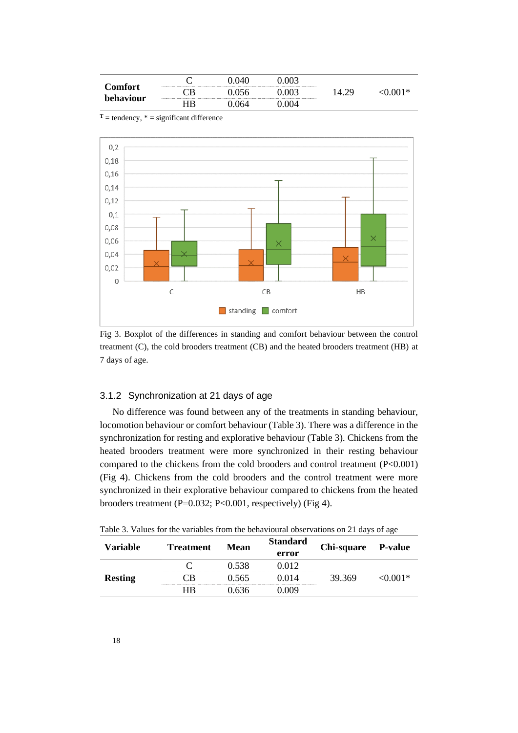| Comfort behaviour | C | 0.040 | 0.003 | 14.29 | <0.001* |
|---|---|---|---|---|---|
| | CB | 0.056 | 0.003 | | |
| | HB | 0.064 | 0.004 | | |

$^{T}$ = tendency, * = significant difference

Fig 3. Boxplot of the differences in standing and comfort behaviour between the control treatment (C), the cold brooders treatment (CB) and the heated brooders treatment (HB) at 7 days of age.

### 3.1.2 Synchronization at 21 days of age

No difference was found between any of the treatments in standing behaviour, locomotion behaviour or comfort behaviour (Table 3). There was a difference in the synchronization for resting and explorative behaviour (Table 3). Chickens from the heated brooders treatment were more synchronized in their resting behaviour compared to the chickens from the cold brooders and control treatment (P<0.001) (Fig 4). Chickens from the cold brooders and the control treatment were more synchronized in their explorative behaviour compared to chickens from the heated brooders treatment (P=0.032; P<0.001, respectively) (Fig 4).

Table 3. Values for the variables from the behavioural observations on 21 days of age

| Variable | Treatment | Mean | Standard error | Chi-square | P-value |
|---|---|---|---|---|---|
| Resting | C | 0.538 | 0.012 | 39.369 | <0.001* |
| | CB | 0.565 | 0.014 | | |
| | HB | 0.636 | 0.009 | | |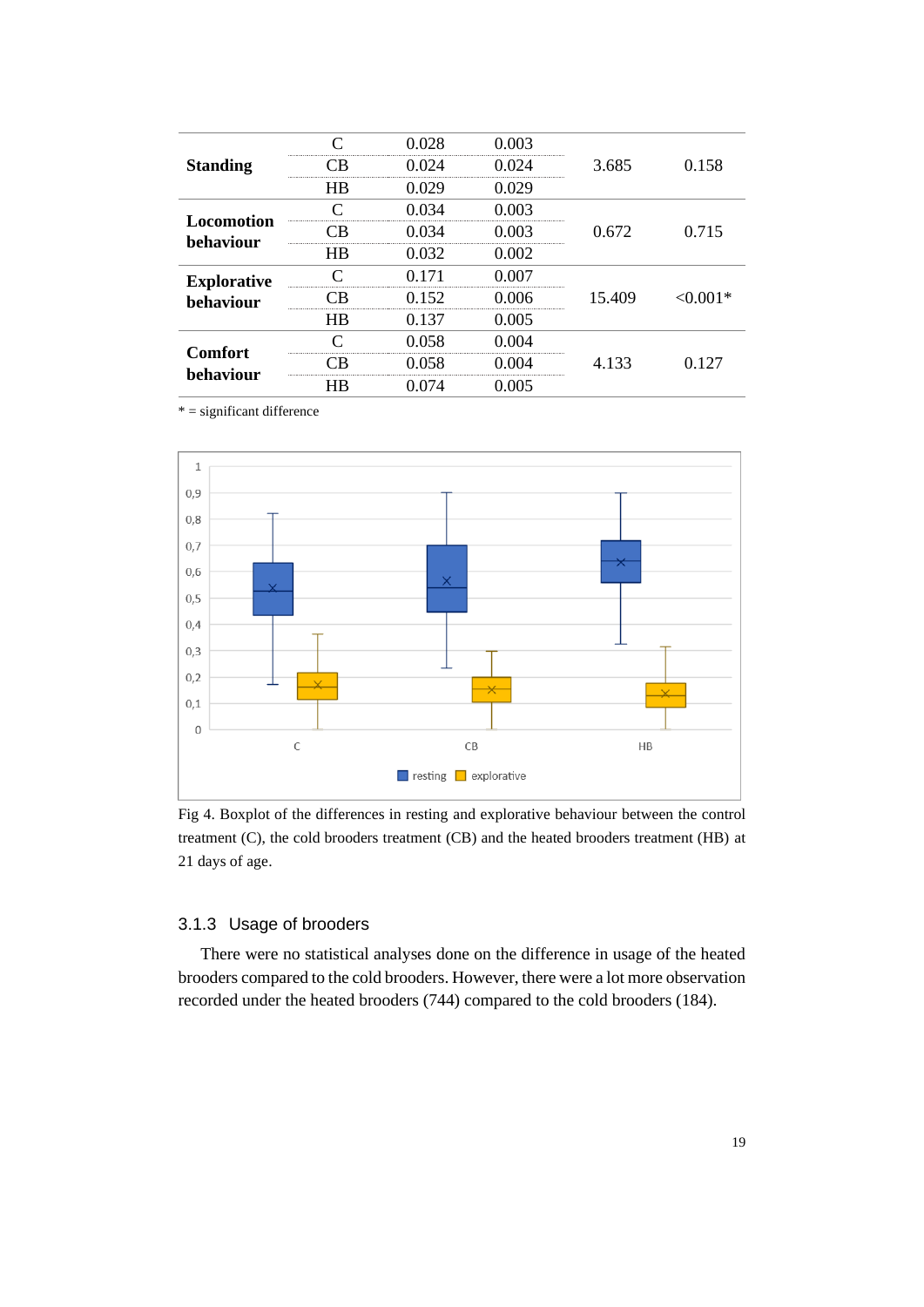| | | | | | |
|---|---|---|---|---|---|
| **Standing** | C | 0.028 | 0.003 | 3.685 | 0.158 |
| | CB | 0.024 | 0.024 | | |
| | HB | 0.029 | 0.029 | | |
| **Locomotion behaviour** | C | 0.034 | 0.003 | 0.672 | 0.715 |
| | CB | 0.034 | 0.003 | | |
| | HB | 0.032 | 0.002 | | |
| **Explorative behaviour** | C | 0.171 | 0.007 | 15.409 | <0.001* |
| | CB | 0.152 | 0.006 | | |
| | HB | 0.137 | 0.005 | | |
| **Comfort behaviour** | C | 0.058 | 0.004 | 4.133 | 0.127 |
| | CB | 0.058 | 0.004 | | |
| | HB | 0.074 | 0.005 | | |

* = significant difference

Fig 4. Boxplot of the differences in resting and explorative behaviour between the control treatment (C), the cold brooders treatment (CB) and the heated brooders treatment (HB) at 21 days of age.

### 3.1.3 Usage of brooders

There were no statistical analyses done on the difference in usage of the heated brooders compared to the cold brooders. However, there were a lot more observation recorded under the heated brooders (744) compared to the cold brooders (184).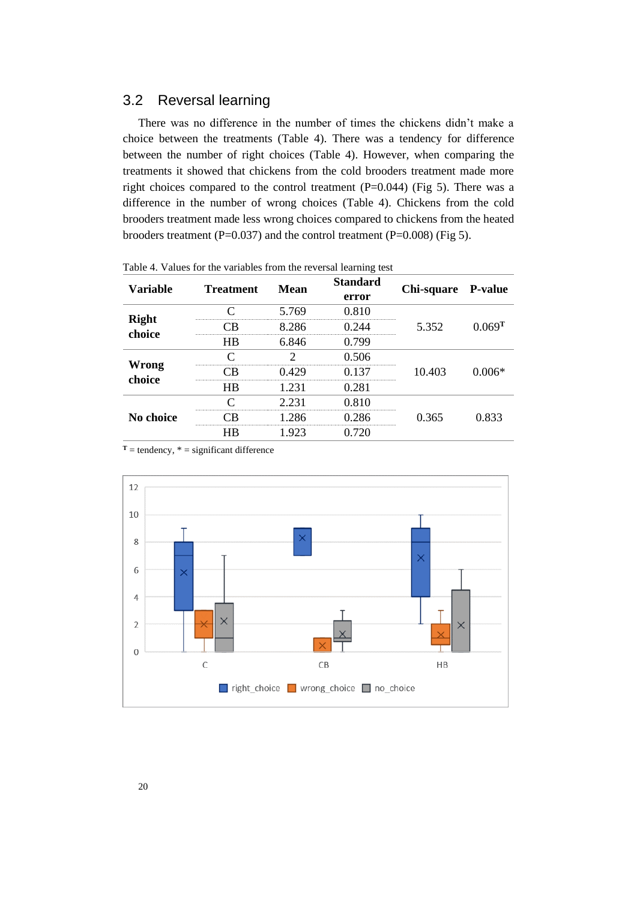## 3.2 Reversal learning

There was no difference in the number of times the chickens didn't make a choice between the treatments (Table 4). There was a tendency for difference between the number of right choices (Table 4). However, when comparing the treatments it showed that chickens from the cold brooders treatment made more right choices compared to the control treatment (P=0.044) (Fig 5). There was a difference in the number of wrong choices (Table 4). Chickens from the cold brooders treatment made less wrong choices compared to chickens from the heated brooders treatment (P=0.037) and the control treatment (P=0.008) (Fig 5).

Table 4. Values for the variables from the reversal learning test

| Variable | Treatment | Mean | Standard error | Chi-square | P-value |
|---|---|---|---|---|---|
| Right choice | C | 5.769 | 0.810 | 5.352 | 0.069[T] |
| | CB | 8.286 | 0.244 | | |
| | HB | 6.846 | 0.799 | | |
| Wrong choice | C | 2 | 0.506 | 10.403 | 0.006* |
| | CB | 0.429 | 0.137 | | |
| | HB | 1.231 | 0.281 | | |
| No choice | C | 2.231 | 0.810 | 0.365 | 0.833 |
| | CB | 1.286 | 0.286 | | |
| | HB | 1.923 | 0.720 | | |

[T] = tendency, * = significant difference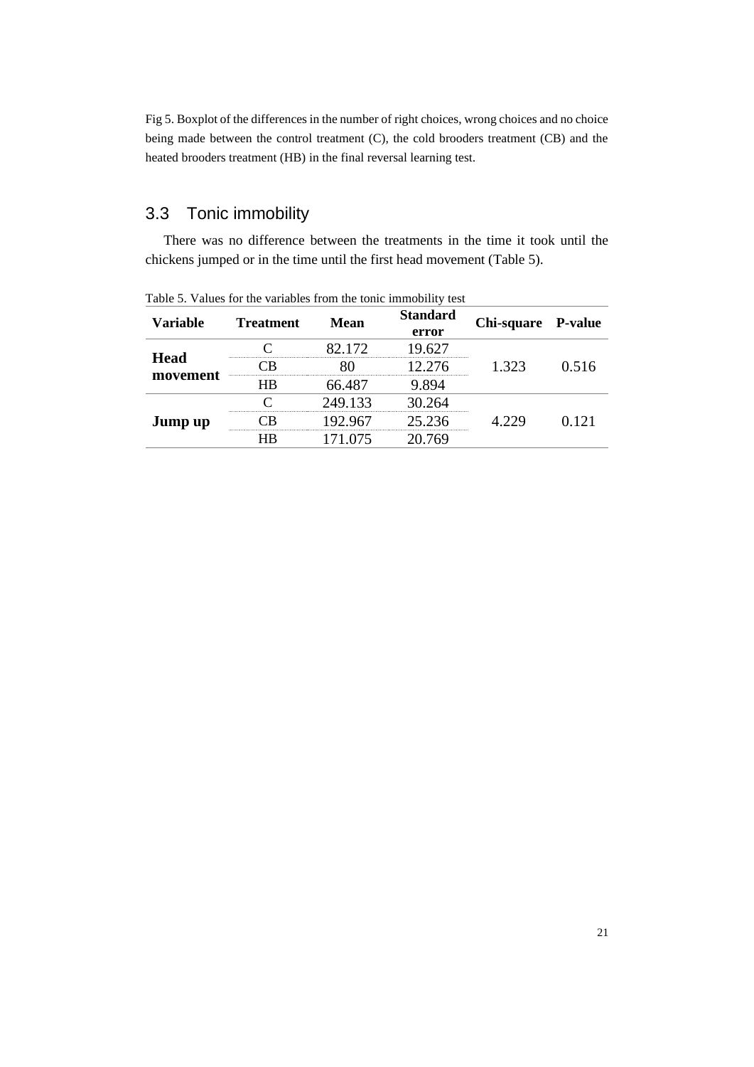Fig 5. Boxplot of the differences in the number of right choices, wrong choices and no choice being made between the control treatment (C), the cold brooders treatment (CB) and the heated brooders treatment (HB) in the final reversal learning test.

## 3.3 Tonic immobility

There was no difference between the treatments in the time it took until the chickens jumped or in the time until the first head movement (Table 5).

Table 5. Values for the variables from the tonic immobility test

| Variable | Treatment | Mean | Standard error | Chi-square | P-value |
|---|---|---|---|---|---|
| **Head movement** | C | 82.172 | 19.627 | 1.323 | 0.516 |
| | CB | 80 | 12.276 | | |
| | HB | 66.487 | 9.894 | | |
| **Jump up** | C | 249.133 | 30.264 | 4.229 | 0.121 |
| | CB | 192.967 | 25.236 | | |
| | HB | 171.075 | 20.769 | | |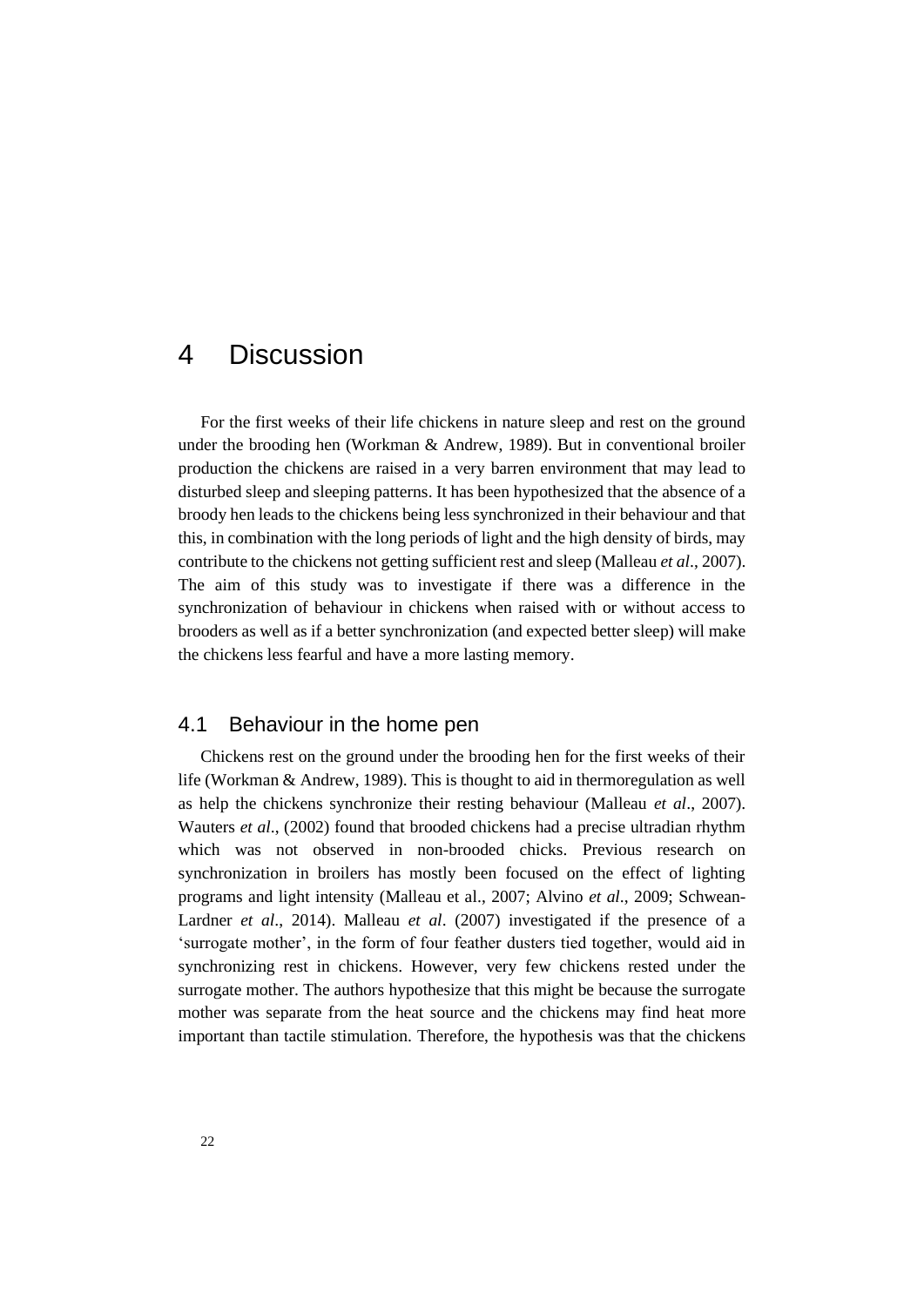# 4 Discussion

For the first weeks of their life chickens in nature sleep and rest on the ground under the brooding hen (Workman & Andrew, 1989). But in conventional broiler production the chickens are raised in a very barren environment that may lead to disturbed sleep and sleeping patterns. It has been hypothesized that the absence of a broody hen leads to the chickens being less synchronized in their behaviour and that this, in combination with the long periods of light and the high density of birds, may contribute to the chickens not getting sufficient rest and sleep (Malleau *et al*., 2007). The aim of this study was to investigate if there was a difference in the synchronization of behaviour in chickens when raised with or without access to brooders as well as if a better synchronization (and expected better sleep) will make the chickens less fearful and have a more lasting memory.

## 4.1 Behaviour in the home pen

Chickens rest on the ground under the brooding hen for the first weeks of their life (Workman & Andrew, 1989). This is thought to aid in thermoregulation as well as help the chickens synchronize their resting behaviour (Malleau *et al*., 2007). Wauters *et al*., (2002) found that brooded chickens had a precise ultradian rhythm which was not observed in non-brooded chicks. Previous research on synchronization in broilers has mostly been focused on the effect of lighting programs and light intensity (Malleau et al., 2007; Alvino *et al*., 2009; Schwean-Lardner *et al*., 2014). Malleau *et al*. (2007) investigated if the presence of a 'surrogate mother', in the form of four feather dusters tied together, would aid in synchronizing rest in chickens. However, very few chickens rested under the surrogate mother. The authors hypothesize that this might be because the surrogate mother was separate from the heat source and the chickens may find heat more important than tactile stimulation. Therefore, the hypothesis was that the chickens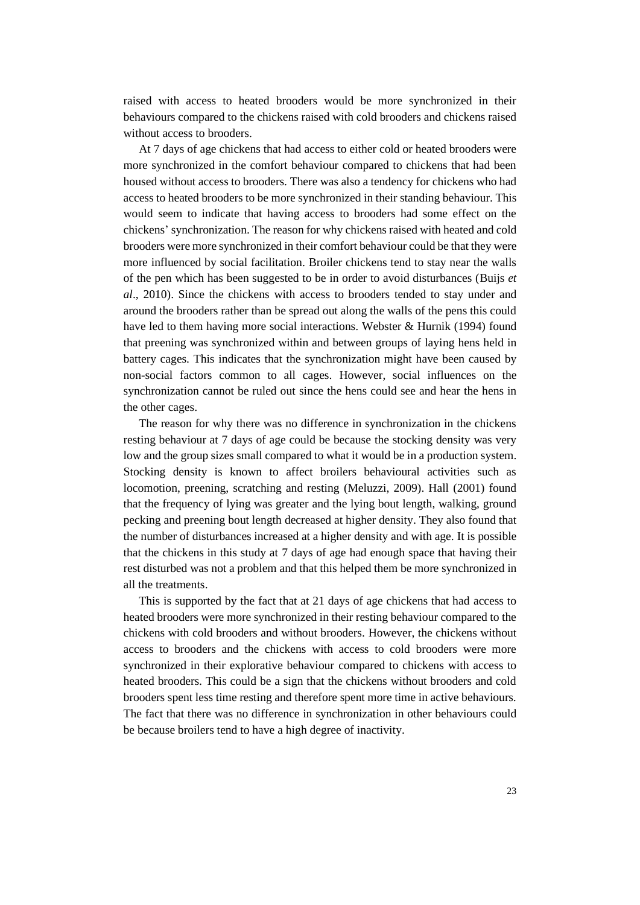raised with access to heated brooders would be more synchronized in their behaviours compared to the chickens raised with cold brooders and chickens raised without access to brooders.

At 7 days of age chickens that had access to either cold or heated brooders were more synchronized in the comfort behaviour compared to chickens that had been housed without access to brooders. There was also a tendency for chickens who had access to heated brooders to be more synchronized in their standing behaviour. This would seem to indicate that having access to brooders had some effect on the chickens' synchronization. The reason for why chickens raised with heated and cold brooders were more synchronized in their comfort behaviour could be that they were more influenced by social facilitation. Broiler chickens tend to stay near the walls of the pen which has been suggested to be in order to avoid disturbances (Buijs *et al*., 2010). Since the chickens with access to brooders tended to stay under and around the brooders rather than be spread out along the walls of the pens this could have led to them having more social interactions. Webster & Hurnik (1994) found that preening was synchronized within and between groups of laying hens held in battery cages. This indicates that the synchronization might have been caused by non-social factors common to all cages. However, social influences on the synchronization cannot be ruled out since the hens could see and hear the hens in the other cages.

The reason for why there was no difference in synchronization in the chickens resting behaviour at 7 days of age could be because the stocking density was very low and the group sizes small compared to what it would be in a production system. Stocking density is known to affect broilers behavioural activities such as locomotion, preening, scratching and resting (Meluzzi, 2009). Hall (2001) found that the frequency of lying was greater and the lying bout length, walking, ground pecking and preening bout length decreased at higher density. They also found that the number of disturbances increased at a higher density and with age. It is possible that the chickens in this study at 7 days of age had enough space that having their rest disturbed was not a problem and that this helped them be more synchronized in all the treatments.

This is supported by the fact that at 21 days of age chickens that had access to heated brooders were more synchronized in their resting behaviour compared to the chickens with cold brooders and without brooders. However, the chickens without access to brooders and the chickens with access to cold brooders were more synchronized in their explorative behaviour compared to chickens with access to heated brooders. This could be a sign that the chickens without brooders and cold brooders spent less time resting and therefore spent more time in active behaviours. The fact that there was no difference in synchronization in other behaviours could be because broilers tend to have a high degree of inactivity.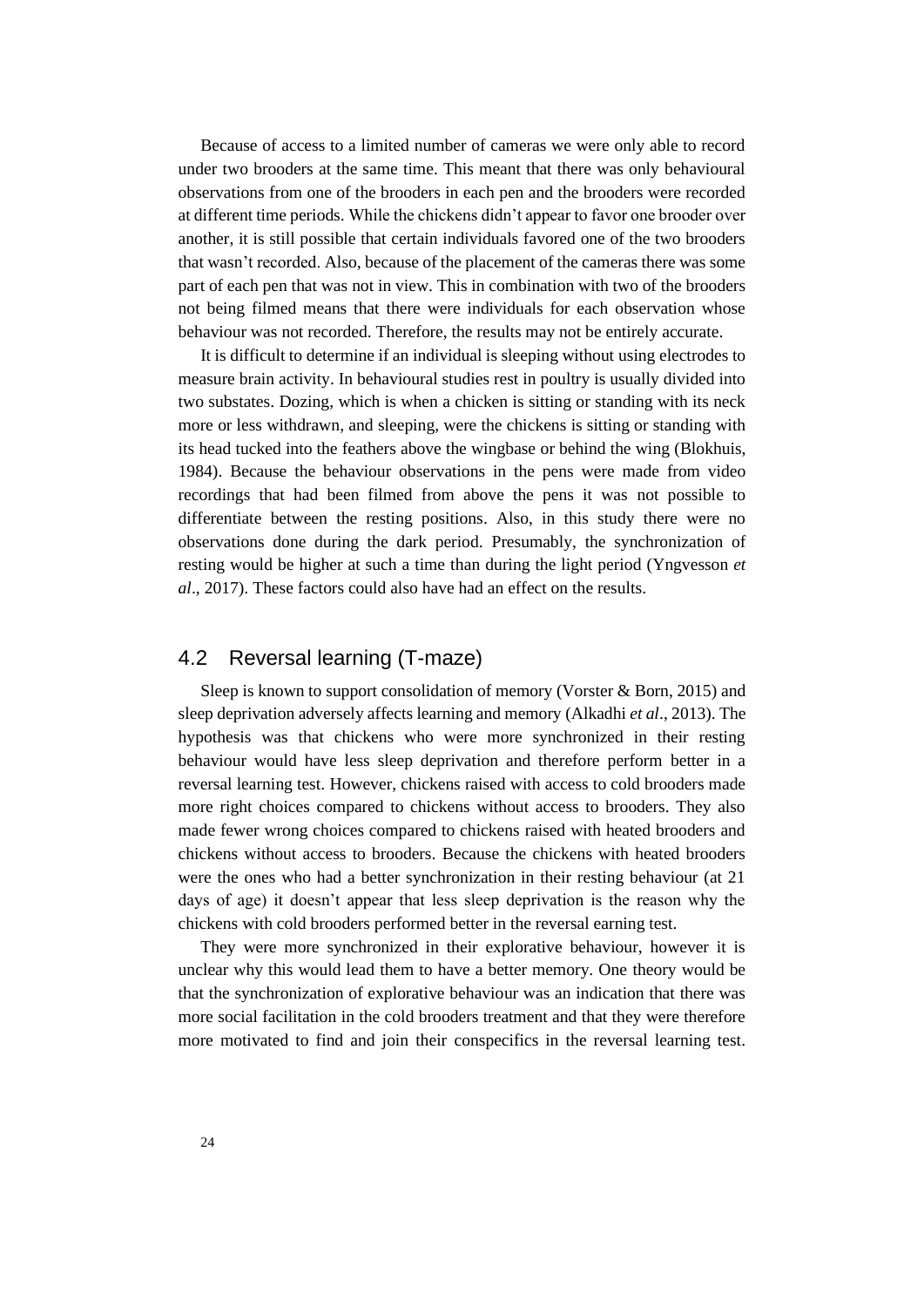Because of access to a limited number of cameras we were only able to record under two brooders at the same time. This meant that there was only behavioural observations from one of the brooders in each pen and the brooders were recorded at different time periods. While the chickens didn't appear to favor one brooder over another, it is still possible that certain individuals favored one of the two brooders that wasn't recorded. Also, because of the placement of the cameras there was some part of each pen that was not in view. This in combination with two of the brooders not being filmed means that there were individuals for each observation whose behaviour was not recorded. Therefore, the results may not be entirely accurate.

It is difficult to determine if an individual is sleeping without using electrodes to measure brain activity. In behavioural studies rest in poultry is usually divided into two substates. Dozing, which is when a chicken is sitting or standing with its neck more or less withdrawn, and sleeping, were the chickens is sitting or standing with its head tucked into the feathers above the wingbase or behind the wing (Blokhuis, 1984). Because the behaviour observations in the pens were made from video recordings that had been filmed from above the pens it was not possible to differentiate between the resting positions. Also, in this study there were no observations done during the dark period. Presumably, the synchronization of resting would be higher at such a time than during the light period (Yngvesson *et al*., 2017). These factors could also have had an effect on the results.

## 4.2 Reversal learning (T-maze)

Sleep is known to support consolidation of memory (Vorster & Born, 2015) and sleep deprivation adversely affects learning and memory (Alkadhi *et al*., 2013). The hypothesis was that chickens who were more synchronized in their resting behaviour would have less sleep deprivation and therefore perform better in a reversal learning test. However, chickens raised with access to cold brooders made more right choices compared to chickens without access to brooders. They also made fewer wrong choices compared to chickens raised with heated brooders and chickens without access to brooders. Because the chickens with heated brooders were the ones who had a better synchronization in their resting behaviour (at 21 days of age) it doesn't appear that less sleep deprivation is the reason why the chickens with cold brooders performed better in the reversal earning test.

They were more synchronized in their explorative behaviour, however it is unclear why this would lead them to have a better memory. One theory would be that the synchronization of explorative behaviour was an indication that there was more social facilitation in the cold brooders treatment and that they were therefore more motivated to find and join their conspecifics in the reversal learning test.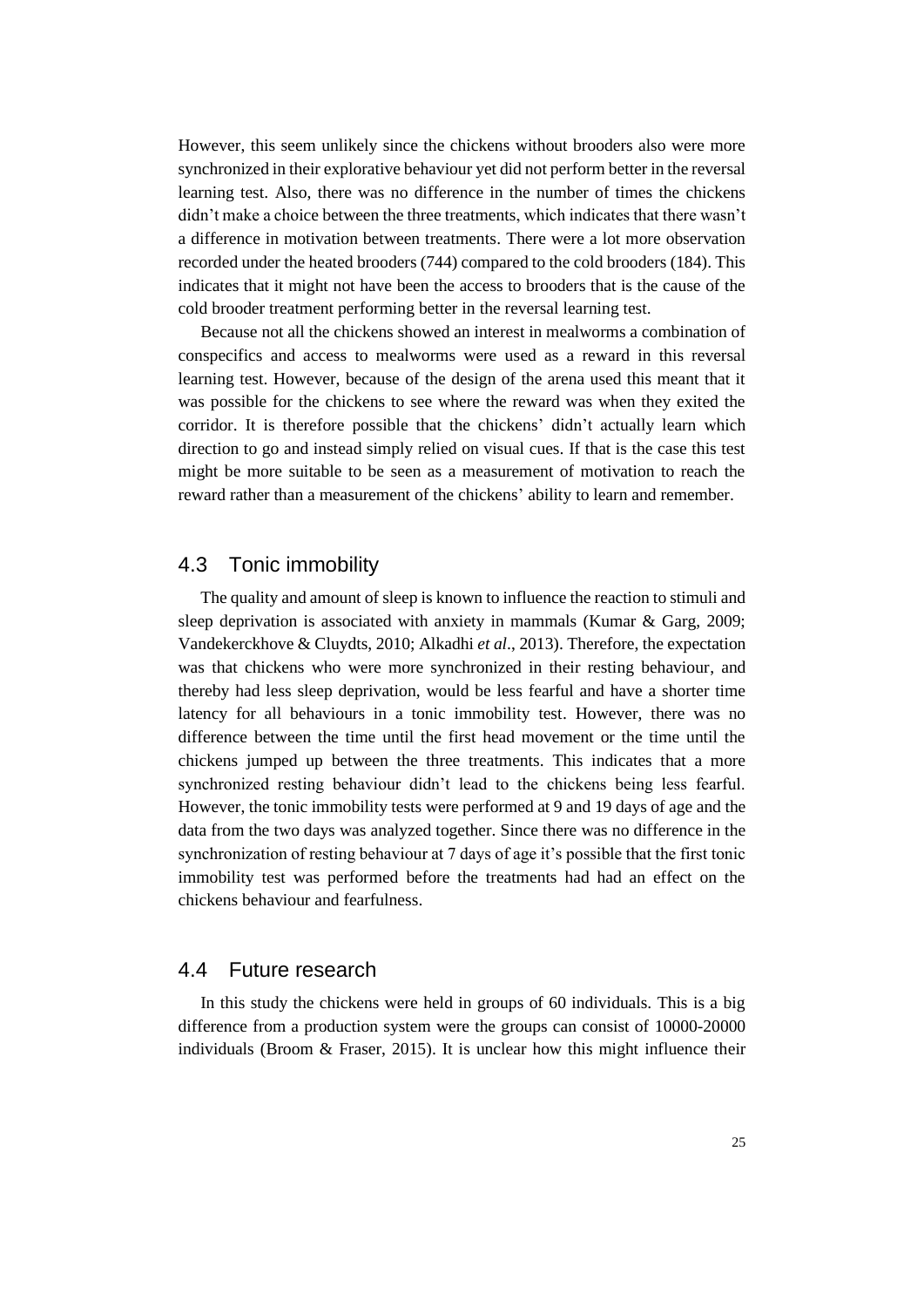However, this seem unlikely since the chickens without brooders also were more synchronized in their explorative behaviour yet did not perform better in the reversal learning test. Also, there was no difference in the number of times the chickens didn't make a choice between the three treatments, which indicates that there wasn't a difference in motivation between treatments. There were a lot more observation recorded under the heated brooders (744) compared to the cold brooders (184). This indicates that it might not have been the access to brooders that is the cause of the cold brooder treatment performing better in the reversal learning test.

Because not all the chickens showed an interest in mealworms a combination of conspecifics and access to mealworms were used as a reward in this reversal learning test. However, because of the design of the arena used this meant that it was possible for the chickens to see where the reward was when they exited the corridor. It is therefore possible that the chickens' didn't actually learn which direction to go and instead simply relied on visual cues. If that is the case this test might be more suitable to be seen as a measurement of motivation to reach the reward rather than a measurement of the chickens' ability to learn and remember.

## 4.3 Tonic immobility

The quality and amount of sleep is known to influence the reaction to stimuli and sleep deprivation is associated with anxiety in mammals (Kumar & Garg, 2009; Vandekerckhove & Cluydts, 2010; Alkadhi *et al*., 2013). Therefore, the expectation was that chickens who were more synchronized in their resting behaviour, and thereby had less sleep deprivation, would be less fearful and have a shorter time latency for all behaviours in a tonic immobility test. However, there was no difference between the time until the first head movement or the time until the chickens jumped up between the three treatments. This indicates that a more synchronized resting behaviour didn't lead to the chickens being less fearful. However, the tonic immobility tests were performed at 9 and 19 days of age and the data from the two days was analyzed together. Since there was no difference in the synchronization of resting behaviour at 7 days of age it's possible that the first tonic immobility test was performed before the treatments had had an effect on the chickens behaviour and fearfulness.

## 4.4 Future research

In this study the chickens were held in groups of 60 individuals. This is a big difference from a production system were the groups can consist of 10000-20000 individuals (Broom & Fraser, 2015). It is unclear how this might influence their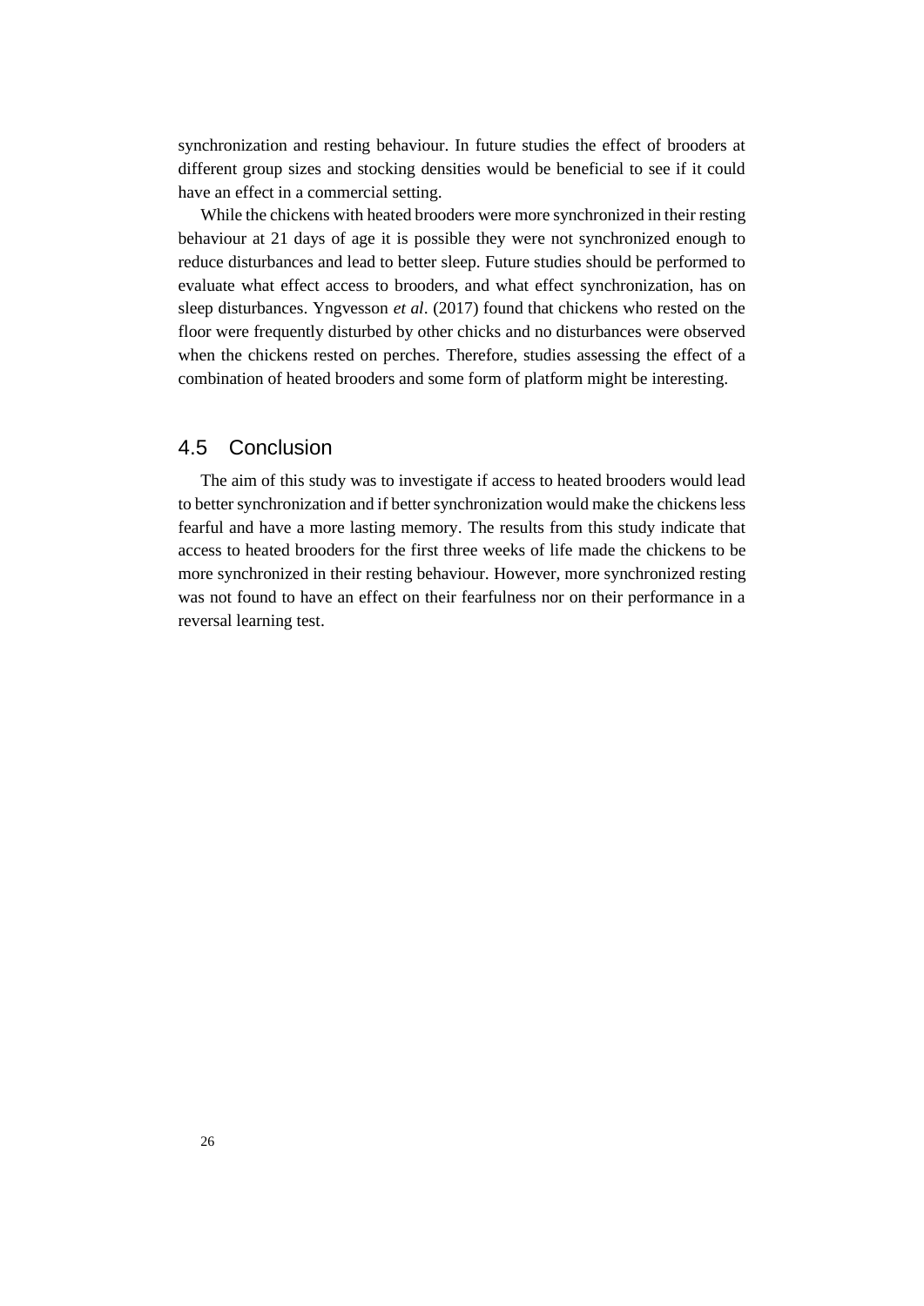synchronization and resting behaviour. In future studies the effect of brooders at different group sizes and stocking densities would be beneficial to see if it could have an effect in a commercial setting.

While the chickens with heated brooders were more synchronized in their resting behaviour at 21 days of age it is possible they were not synchronized enough to reduce disturbances and lead to better sleep. Future studies should be performed to evaluate what effect access to brooders, and what effect synchronization, has on sleep disturbances. Yngvesson *et al*. (2017) found that chickens who rested on the floor were frequently disturbed by other chicks and no disturbances were observed when the chickens rested on perches. Therefore, studies assessing the effect of a combination of heated brooders and some form of platform might be interesting.

## 4.5 Conclusion

The aim of this study was to investigate if access to heated brooders would lead to better synchronization and if better synchronization would make the chickens less fearful and have a more lasting memory. The results from this study indicate that access to heated brooders for the first three weeks of life made the chickens to be more synchronized in their resting behaviour. However, more synchronized resting was not found to have an effect on their fearfulness nor on their performance in a reversal learning test.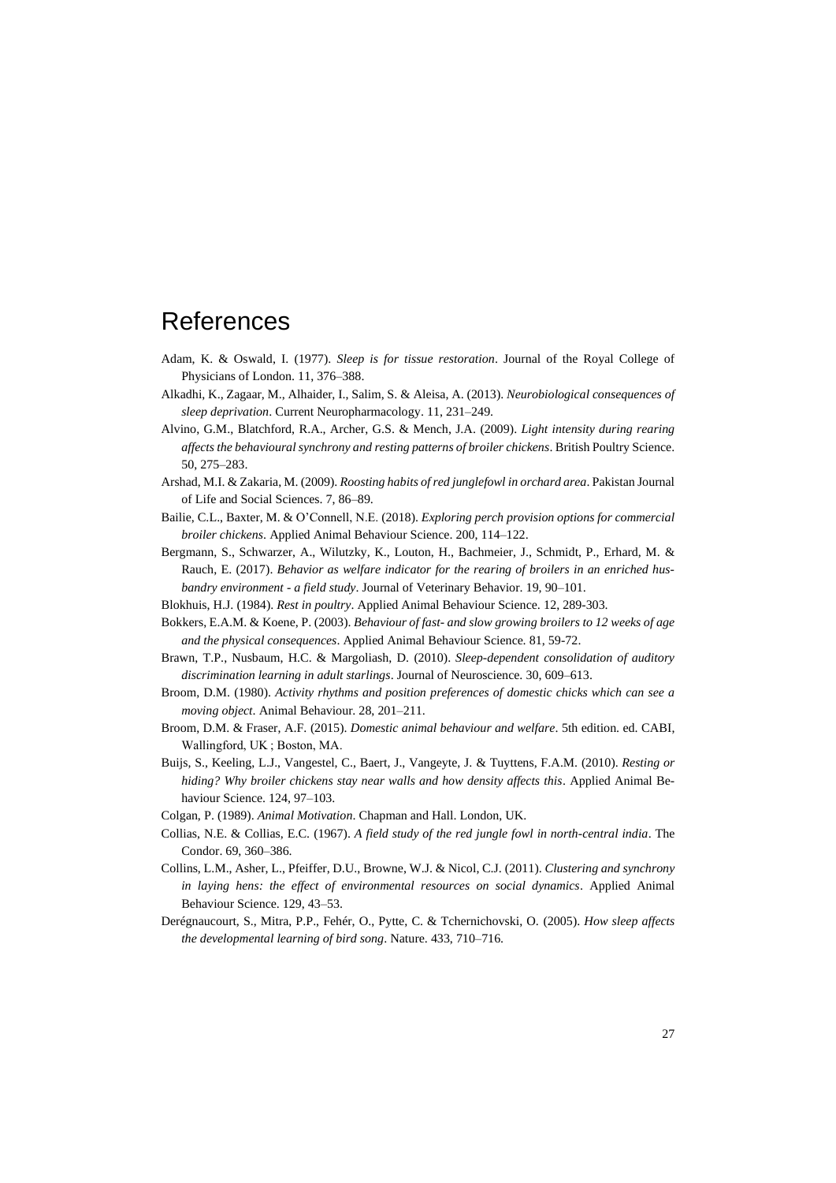# References

Adam, K. & Oswald, I. (1977). *Sleep is for tissue restoration*. Journal of the Royal College of Physicians of London. 11, 376–388.

Alkadhi, K., Zagaar, M., Alhaider, I., Salim, S. & Aleisa, A. (2013). *Neurobiological consequences of sleep deprivation*. Current Neuropharmacology. 11, 231–249.

Alvino, G.M., Blatchford, R.A., Archer, G.S. & Mench, J.A. (2009). *Light intensity during rearing affects the behavioural synchrony and resting patterns of broiler chickens*. British Poultry Science. 50, 275–283.

Arshad, M.I. & Zakaria, M. (2009). *Roosting habits of red junglefowl in orchard area*. Pakistan Journal of Life and Social Sciences. 7, 86–89.

Bailie, C.L., Baxter, M. & O'Connell, N.E. (2018). *Exploring perch provision options for commercial broiler chickens*. Applied Animal Behaviour Science. 200, 114–122.

Bergmann, S., Schwarzer, A., Wilutzky, K., Louton, H., Bachmeier, J., Schmidt, P., Erhard, M. & Rauch, E. (2017). *Behavior as welfare indicator for the rearing of broilers in an enriched husbandry environment - a field study*. Journal of Veterinary Behavior. 19, 90–101.

Blokhuis, H.J. (1984). *Rest in poultry*. Applied Animal Behaviour Science. 12, 289-303.

Bokkers, E.A.M. & Koene, P. (2003). *Behaviour of fast- and slow growing broilers to 12 weeks of age and the physical consequences*. Applied Animal Behaviour Science. 81, 59-72.

Brawn, T.P., Nusbaum, H.C. & Margoliash, D. (2010). *Sleep-dependent consolidation of auditory discrimination learning in adult starlings*. Journal of Neuroscience. 30, 609–613.

Broom, D.M. (1980). *Activity rhythms and position preferences of domestic chicks which can see a moving object*. Animal Behaviour. 28, 201–211.

Broom, D.M. & Fraser, A.F. (2015). *Domestic animal behaviour and welfare*. 5th edition. ed. CABI, Wallingford, UK ; Boston, MA.

Buijs, S., Keeling, L.J., Vangestel, C., Baert, J., Vangeyte, J. & Tuyttens, F.A.M. (2010). *Resting or hiding? Why broiler chickens stay near walls and how density affects this*. Applied Animal Behaviour Science. 124, 97–103.

Colgan, P. (1989). *Animal Motivation*. Chapman and Hall. London, UK.

Collias, N.E. & Collias, E.C. (1967). *A field study of the red jungle fowl in north-central india*. The Condor. 69, 360–386.

Collins, L.M., Asher, L., Pfeiffer, D.U., Browne, W.J. & Nicol, C.J. (2011). *Clustering and synchrony in laying hens: the effect of environmental resources on social dynamics*. Applied Animal Behaviour Science. 129, 43–53.

Derégnaucourt, S., Mitra, P.P., Fehér, O., Pytte, C. & Tchernichovski, O. (2005). *How sleep affects the developmental learning of bird song*. Nature. 433, 710–716.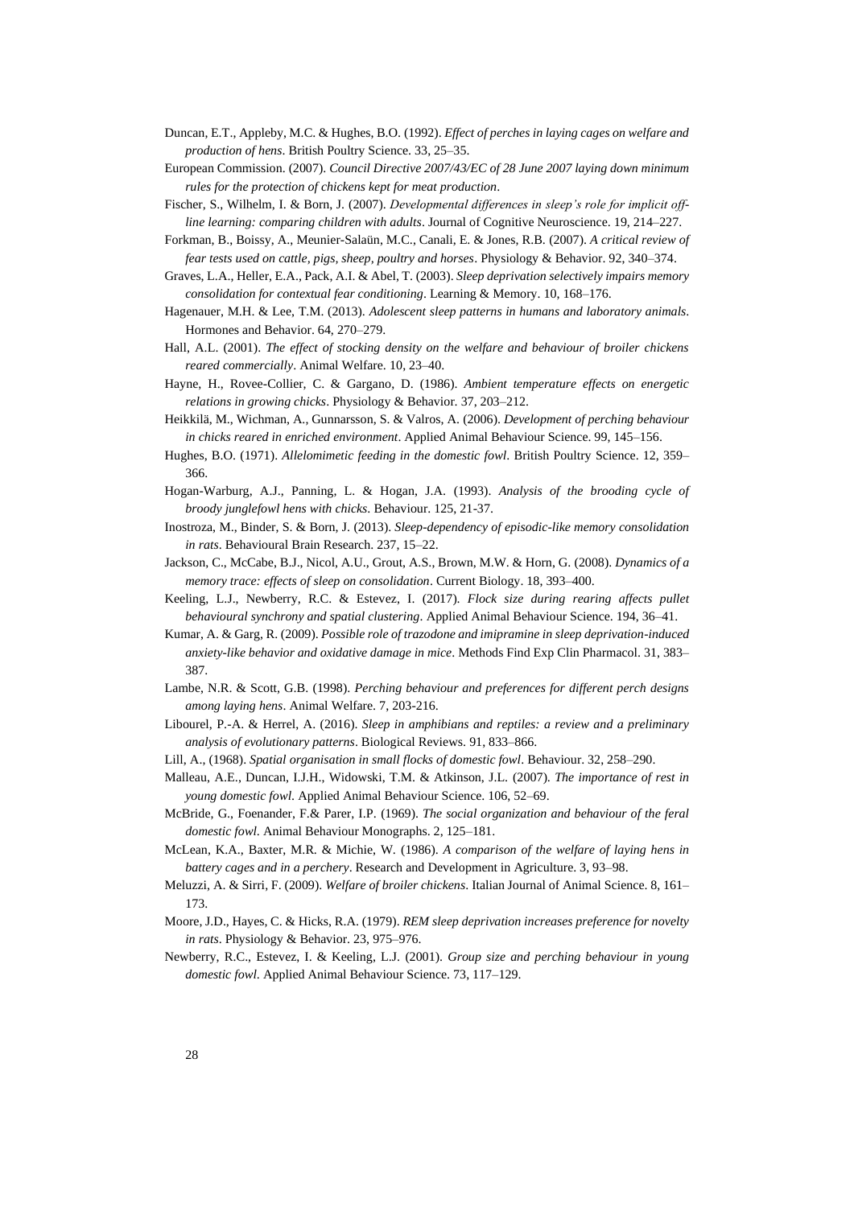Duncan, E.T., Appleby, M.C. & Hughes, B.O. (1992). *Effect of perches in laying cages on welfare and production of hens*. British Poultry Science. 33, 25–35.

European Commission. (2007). *Council Directive 2007/43/EC of 28 June 2007 laying down minimum rules for the protection of chickens kept for meat production*.

Fischer, S., Wilhelm, I. & Born, J. (2007). *Developmental differences in sleep's role for implicit off-line learning: comparing children with adults*. Journal of Cognitive Neuroscience. 19, 214–227.

Forkman, B., Boissy, A., Meunier-Salaün, M.C., Canali, E. & Jones, R.B. (2007). *A critical review of fear tests used on cattle, pigs, sheep, poultry and horses*. Physiology & Behavior. 92, 340–374.

Graves, L.A., Heller, E.A., Pack, A.I. & Abel, T. (2003). *Sleep deprivation selectively impairs memory consolidation for contextual fear conditioning*. Learning & Memory. 10, 168–176.

Hagenauer, M.H. & Lee, T.M. (2013). *Adolescent sleep patterns in humans and laboratory animals*. Hormones and Behavior. 64, 270–279.

Hall, A.L. (2001). *The effect of stocking density on the welfare and behaviour of broiler chickens reared commercially*. Animal Welfare. 10, 23–40.

Hayne, H., Rovee-Collier, C. & Gargano, D. (1986). *Ambient temperature effects on energetic relations in growing chicks*. Physiology & Behavior. 37, 203–212.

Heikkilä, M., Wichman, A., Gunnarsson, S. & Valros, A. (2006). *Development of perching behaviour in chicks reared in enriched environment*. Applied Animal Behaviour Science. 99, 145–156.

Hughes, B.O. (1971). *Allelomimetic feeding in the domestic fowl*. British Poultry Science. 12, 359–366.

Hogan-Warburg, A.J., Panning, L. & Hogan, J.A. (1993). *Analysis of the brooding cycle of broody junglefowl hens with chicks*. Behaviour. 125, 21-37.

Inostroza, M., Binder, S. & Born, J. (2013). *Sleep-dependency of episodic-like memory consolidation in rats*. Behavioural Brain Research. 237, 15–22.

Jackson, C., McCabe, B.J., Nicol, A.U., Grout, A.S., Brown, M.W. & Horn, G. (2008). *Dynamics of a memory trace: effects of sleep on consolidation*. Current Biology. 18, 393–400.

Keeling, L.J., Newberry, R.C. & Estevez, I. (2017). *Flock size during rearing affects pullet behavioural synchrony and spatial clustering*. Applied Animal Behaviour Science. 194, 36–41.

Kumar, A. & Garg, R. (2009). *Possible role of trazodone and imipramine in sleep deprivation-induced anxiety-like behavior and oxidative damage in mice*. Methods Find Exp Clin Pharmacol. 31, 383–387.

Lambe, N.R. & Scott, G.B. (1998). *Perching behaviour and preferences for different perch designs among laying hens*. Animal Welfare. 7, 203-216.

Libourel, P.-A. & Herrel, A. (2016). *Sleep in amphibians and reptiles: a review and a preliminary analysis of evolutionary patterns*. Biological Reviews. 91, 833–866.

Lill, A., (1968). *Spatial organisation in small flocks of domestic fowl*. Behaviour. 32, 258–290.

Malleau, A.E., Duncan, I.J.H., Widowski, T.M. & Atkinson, J.L. (2007). *The importance of rest in young domestic fowl*. Applied Animal Behaviour Science. 106, 52–69.

McBride, G., Foenander, F.& Parer, I.P. (1969). *The social organization and behaviour of the feral domestic fowl*. Animal Behaviour Monographs. 2, 125–181.

McLean, K.A., Baxter, M.R. & Michie, W. (1986). *A comparison of the welfare of laying hens in battery cages and in a perchery*. Research and Development in Agriculture. 3, 93–98.

Meluzzi, A. & Sirri, F. (2009). *Welfare of broiler chickens*. Italian Journal of Animal Science. 8, 161–173.

Moore, J.D., Hayes, C. & Hicks, R.A. (1979). *REM sleep deprivation increases preference for novelty in rats*. Physiology & Behavior. 23, 975–976.

Newberry, R.C., Estevez, I. & Keeling, L.J. (2001). *Group size and perching behaviour in young domestic fowl*. Applied Animal Behaviour Science. 73, 117–129.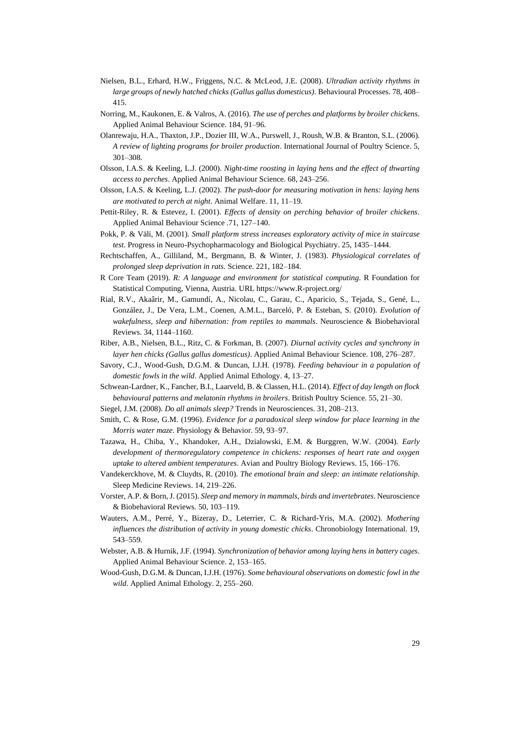Nielsen, B.L., Erhard, H.W., Friggens, N.C. & McLeod, J.E. (2008). *Ultradian activity rhythms in large groups of newly hatched chicks (Gallus gallus domesticus)*. Behavioural Processes. 78, 408–415.

Norring, M., Kaukonen, E. & Valros, A. (2016). *The use of perches and platforms by broiler chickens*. Applied Animal Behaviour Science. 184, 91–96.

Olanrewaju, H.A., Thaxton, J.P., Dozier III, W.A., Purswell, J., Roush, W.B. & Branton, S.L. (2006). *A review of lighting programs for broiler production*. International Journal of Poultry Science. 5, 301–308.

Olsson, I.A.S. & Keeling, L.J. (2000). *Night-time roosting in laying hens and the effect of thwarting access to perches*. Applied Animal Behaviour Science. 68, 243–256.

Olsson, I.A.S. & Keeling, L.J. (2002). *The push-door for measuring motivation in hens: laying hens are motivated to perch at night*. Animal Welfare. 11, 11–19.

Pettit-Riley, R. & Estevez, I. (2001). *Effects of density on perching behavior of broiler chickens*. Applied Animal Behaviour Science .71, 127–140.

Pokk, P. & Väli, M. (2001). *Small platform stress increases exploratory activity of mice in staircase test*. Progress in Neuro-Psychopharmacology and Biological Psychiatry. 25, 1435–1444.

Rechtschaffen, A., Gilliland, M., Bergmann, B. & Winter, J. (1983). *Physiological correlates of prolonged sleep deprivation in rats*. Science. 221, 182–184.

R Core Team (2019). *R: A language and environment for statistical computing*. R Foundation for Statistical Computing, Vienna, Austria. URL https://www.R-project.org/

Rial, R.V., Akaârir, M., Gamundí, A., Nicolau, C., Garau, C., Aparicio, S., Tejada, S., Gené, L., González, J., De Vera, L.M., Coenen, A.M.L., Barceló, P. & Esteban, S. (2010). *Evolution of wakefulness, sleep and hibernation: from reptiles to mammals*. Neuroscience & Biobehavioral Reviews. 34, 1144–1160.

Riber, A.B., Nielsen, B.L., Ritz, C. & Forkman, B. (2007). *Diurnal activity cycles and synchrony in layer hen chicks (Gallus gallus domesticus)*. Applied Animal Behaviour Science. 108, 276–287.

Savory, C.J., Wood-Gush, D.G.M. & Duncan, I.J.H. (1978). *Feeding behaviour in a population of domestic fowls in the wild*. Applied Animal Ethology. 4, 13–27.

Schwean-Lardner, K., Fancher, B.I., Laarveld, B. & Classen, H.L. (2014). *Effect of day length on flock behavioural patterns and melatonin rhythms in broilers*. British Poultry Science. 55, 21–30.

Siegel, J.M. (2008). *Do all animals sleep?* Trends in Neurosciences. 31, 208–213.

Smith, C. & Rose, G.M. (1996). *Evidence for a paradoxical sleep window for place learning in the Morris water maze*. Physiology & Behavior. 59, 93–97.

Tazawa, H., Chiba, Y., Khandoker, A.H., Dzialowski, E.M. & Burggren, W.W. (2004). *Early development of thermoregulatory competence in chickens: responses of heart rate and oxygen uptake to altered ambient temperatures*. Avian and Poultry Biology Reviews. 15, 166–176.

Vandekerckhove, M. & Cluydts, R. (2010). *The emotional brain and sleep: an intimate relationship*. Sleep Medicine Reviews. 14, 219–226.

Vorster, A.P. & Born, J. (2015). *Sleep and memory in mammals, birds and invertebrates*. Neuroscience & Biobehavioral Reviews. 50, 103–119.

Wauters, A.M., Perré, Y., Bizeray, D., Leterrier, C. & Richard-Yris, M.A. (2002). *Mothering influences the distribution of activity in young domestic chicks*. Chronobiology International. 19, 543–559.

Webster, A.B. & Hurnik, J.F. (1994). *Synchronization of behavior among laying hens in battery cages*. Applied Animal Behaviour Science. 2, 153–165.

Wood-Gush, D.G.M. & Duncan, I.J.H. (1976). *Some behavioural observations on domestic fowl in the wild*. Applied Animal Ethology. 2, 255–260.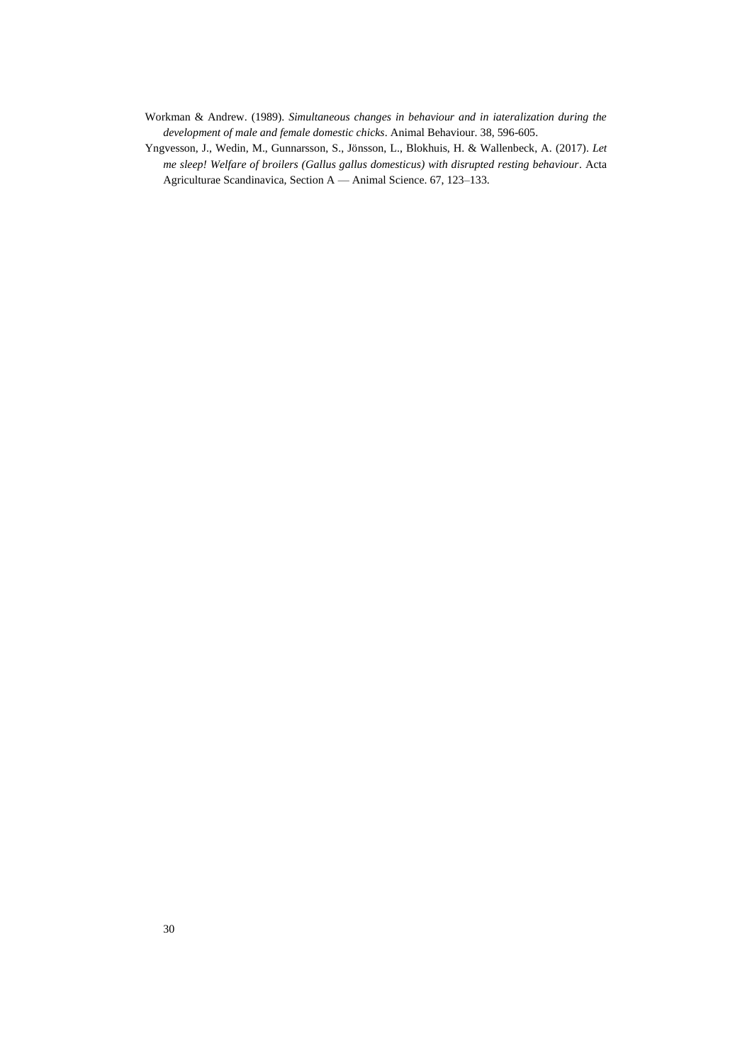Workman & Andrew. (1989). *Simultaneous changes in behaviour and in iateralization during the development of male and female domestic chicks*. Animal Behaviour. 38, 596-605.

Yngvesson, J., Wedin, M., Gunnarsson, S., Jönsson, L., Blokhuis, H. & Wallenbeck, A. (2017). *Let me sleep! Welfare of broilers (Gallus gallus domesticus) with disrupted resting behaviour*. Acta Agriculturae Scandinavica, Section A — Animal Science. 67, 123–133.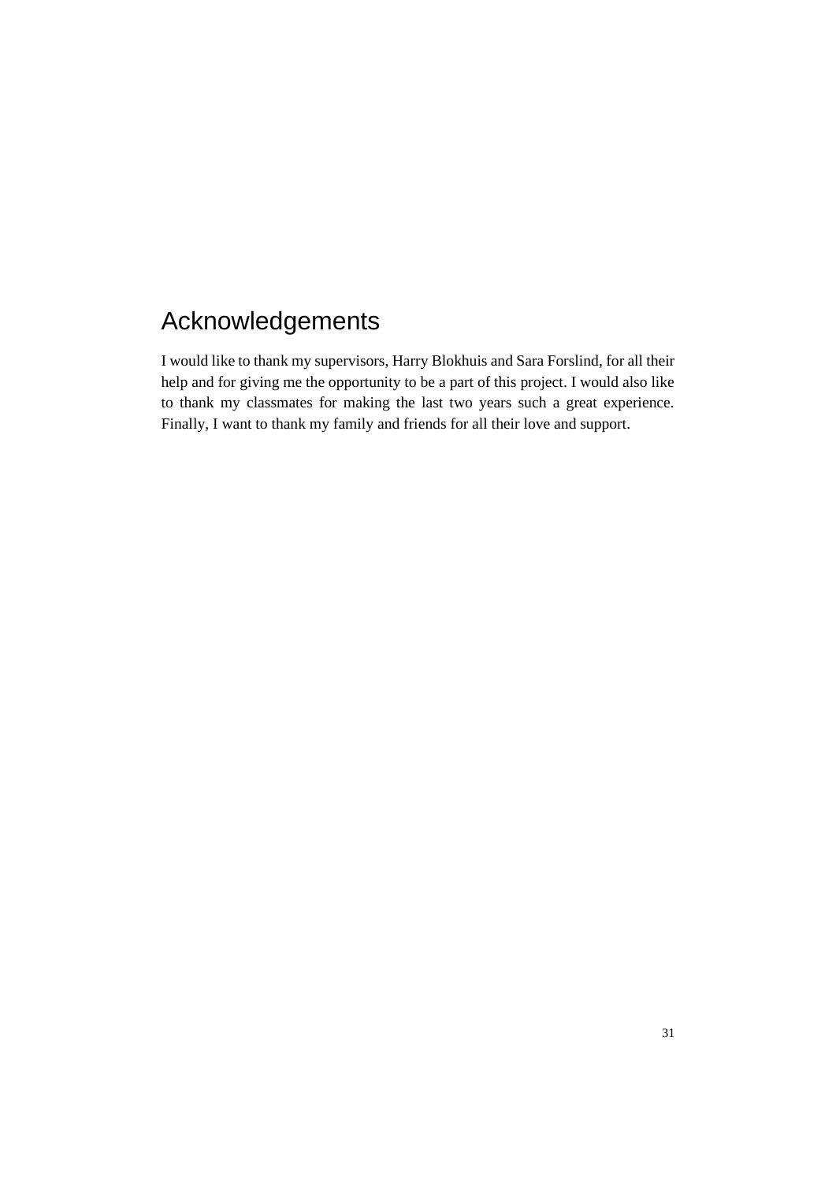# Acknowledgements

I would like to thank my supervisors, Harry Blokhuis and Sara Forslind, for all their help and for giving me the opportunity to be a part of this project. I would also like to thank my classmates for making the last two years such a great experience. Finally, I want to thank my family and friends for all their love and support.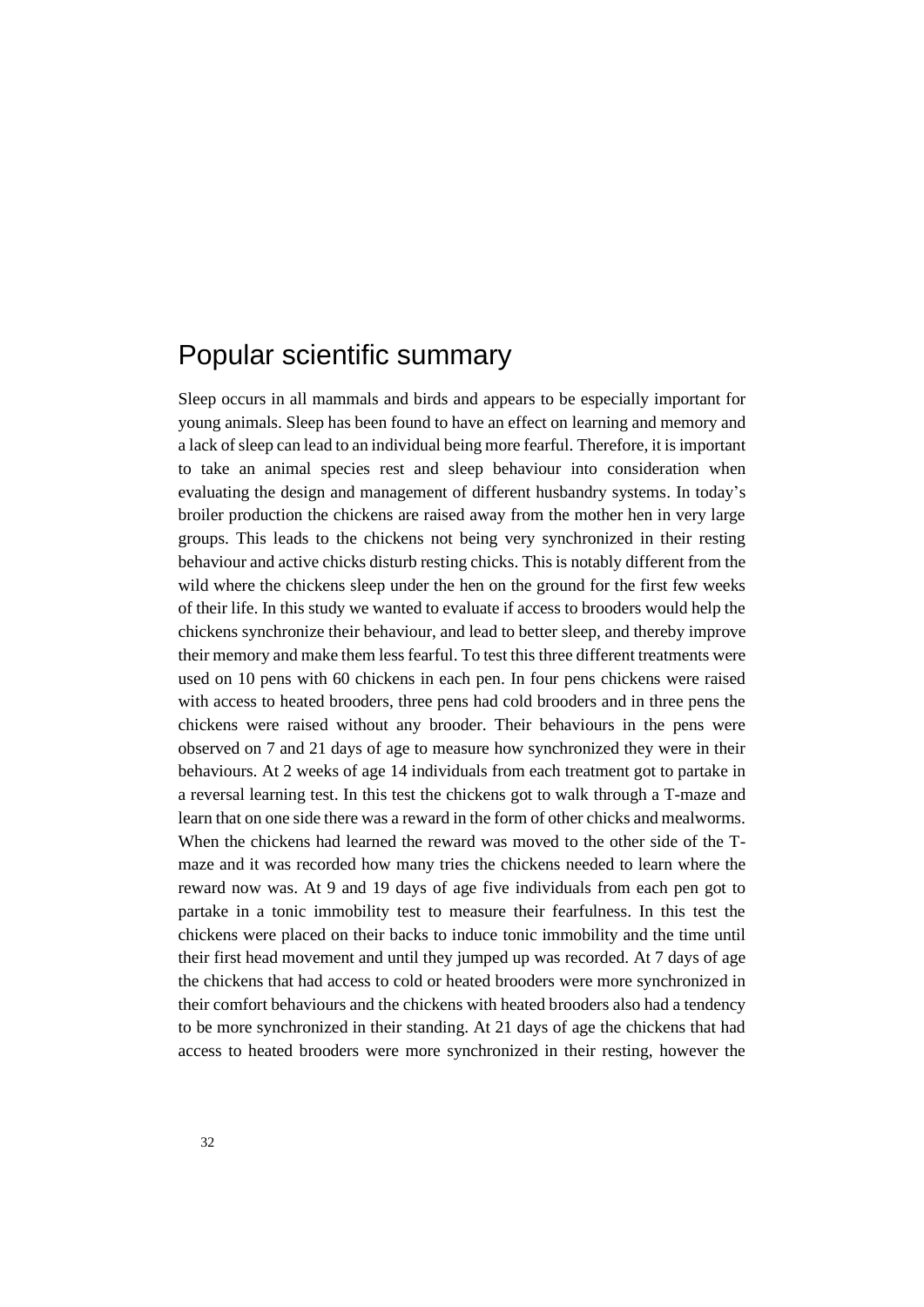# Popular scientific summary

Sleep occurs in all mammals and birds and appears to be especially important for young animals. Sleep has been found to have an effect on learning and memory and a lack of sleep can lead to an individual being more fearful. Therefore, it is important to take an animal species rest and sleep behaviour into consideration when evaluating the design and management of different husbandry systems. In today's broiler production the chickens are raised away from the mother hen in very large groups. This leads to the chickens not being very synchronized in their resting behaviour and active chicks disturb resting chicks. This is notably different from the wild where the chickens sleep under the hen on the ground for the first few weeks of their life. In this study we wanted to evaluate if access to brooders would help the chickens synchronize their behaviour, and lead to better sleep, and thereby improve their memory and make them less fearful. To test this three different treatments were used on 10 pens with 60 chickens in each pen. In four pens chickens were raised with access to heated brooders, three pens had cold brooders and in three pens the chickens were raised without any brooder. Their behaviours in the pens were observed on 7 and 21 days of age to measure how synchronized they were in their behaviours. At 2 weeks of age 14 individuals from each treatment got to partake in a reversal learning test. In this test the chickens got to walk through a T-maze and learn that on one side there was a reward in the form of other chicks and mealworms. When the chickens had learned the reward was moved to the other side of the T-maze and it was recorded how many tries the chickens needed to learn where the reward now was. At 9 and 19 days of age five individuals from each pen got to partake in a tonic immobility test to measure their fearfulness. In this test the chickens were placed on their backs to induce tonic immobility and the time until their first head movement and until they jumped up was recorded. At 7 days of age the chickens that had access to cold or heated brooders were more synchronized in their comfort behaviours and the chickens with heated brooders also had a tendency to be more synchronized in their standing. At 21 days of age the chickens that had access to heated brooders were more synchronized in their resting, however the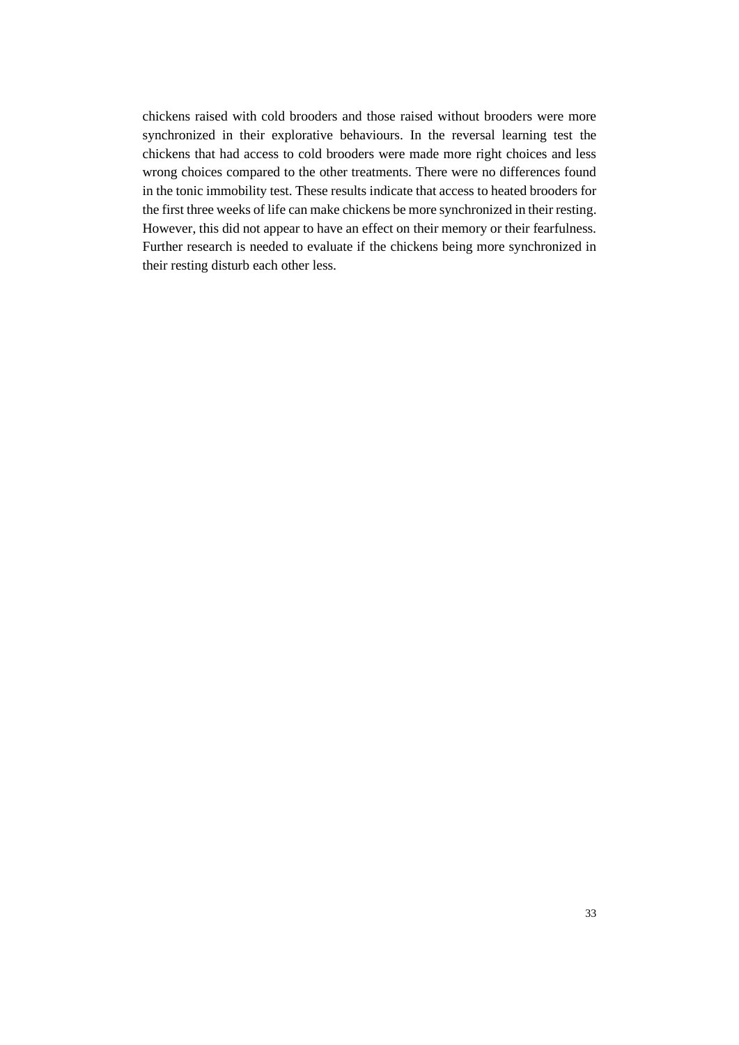chickens raised with cold brooders and those raised without brooders were more synchronized in their explorative behaviours. In the reversal learning test the chickens that had access to cold brooders were made more right choices and less wrong choices compared to the other treatments. There were no differences found in the tonic immobility test. These results indicate that access to heated brooders for the first three weeks of life can make chickens be more synchronized in their resting. However, this did not appear to have an effect on their memory or their fearfulness. Further research is needed to evaluate if the chickens being more synchronized in their resting disturb each other less.